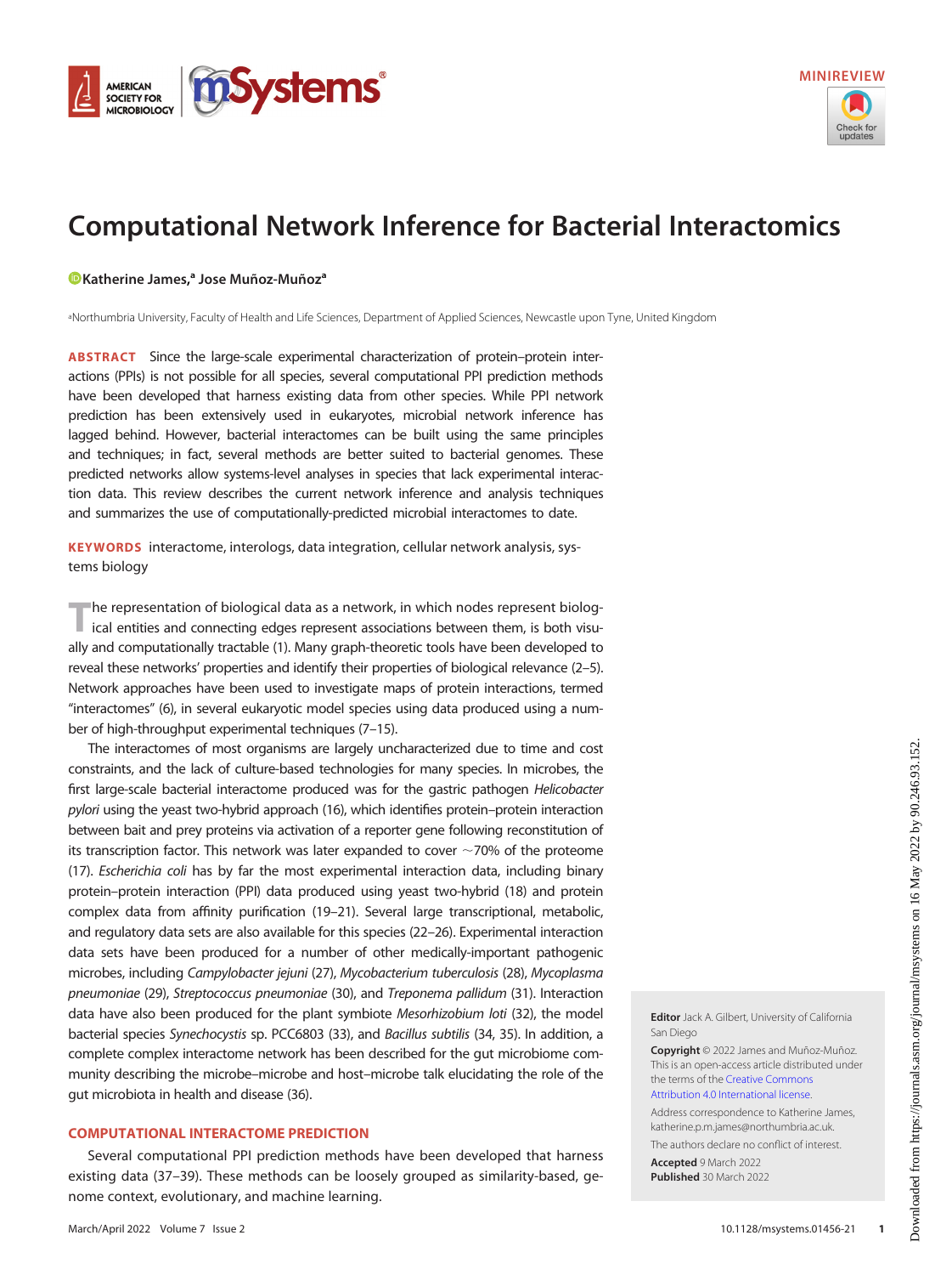MINIREVIEW

# Computational Network Inference for Bacterial Interactomics

**Katherine James,[a] Jose Muñoz-Muñoz[a]**

[a]Northumbria University, Faculty of Health and Life Sciences, Department of Applied Sciences, Newcastle upon Tyne, United Kingdom

**ABSTRACT** Since the large-scale experimental characterization of protein–protein interactions (PPIs) is not possible for all species, several computational PPI prediction methods have been developed that harness existing data from other species. While PPI network prediction has been extensively used in eukaryotes, microbial network inference has lagged behind. However, bacterial interactomes can be built using the same principles and techniques; in fact, several methods are better suited to bacterial genomes. These predicted networks allow systems-level analyses in species that lack experimental interaction data. This review describes the current network inference and analysis techniques and summarizes the use of computationally-predicted microbial interactomes to date.

**KEYWORDS** interactome, interologs, data integration, cellular network analysis, systems biology

The representation of biological data as a network, in which nodes represent biological entities and connecting edges represent associations between them, is both visually and computationally tractable (1). Many graph-theoretic tools have been developed to reveal these networks' properties and identify their properties of biological relevance (2–5). Network approaches have been used to investigate maps of protein interactions, termed "interactomes" (6), in several eukaryotic model species using data produced using a number of high-throughput experimental techniques (7–15).

The interactomes of most organisms are largely uncharacterized due to time and cost constraints, and the lack of culture-based technologies for many species. In microbes, the first large-scale bacterial interactome produced was for the gastric pathogen *Helicobacter pylori* using the yeast two-hybrid approach (16), which identifies protein–protein interaction between bait and prey proteins via activation of a reporter gene following reconstitution of its transcription factor. This network was later expanded to cover ~70% of the proteome (17). *Escherichia coli* has by far the most experimental interaction data, including binary protein–protein interaction (PPI) data produced using yeast two-hybrid (18) and protein complex data from affinity purification (19–21). Several large transcriptional, metabolic, and regulatory data sets are also available for this species (22–26). Experimental interaction data sets have been produced for a number of other medically-important pathogenic microbes, including *Campylobacter jejuni* (27), *Mycobacterium tuberculosis* (28), *Mycoplasma pneumoniae* (29), *Streptococcus pneumoniae* (30), and *Treponema pallidum* (31). Interaction data have also been produced for the plant symbiote *Mesorhizobium loti* (32), the model bacterial species *Synechocystis* sp. PCC6803 (33), and *Bacillus subtilis* (34, 35). In addition, a complete complex interactome network has been described for the gut microbiome community describing the microbe–microbe and host–microbe talk elucidating the role of the gut microbiota in health and disease (36).

## COMPUTATIONAL INTERACTOME PREDICTION

Several computational PPI prediction methods have been developed that harness existing data (37–39). These methods can be loosely grouped as similarity-based, genome context, evolutionary, and machine learning.

**Editor** Jack A. Gilbert, University of California San Diego

**Copyright** © 2022 James and Muñoz-Muñoz. This is an open-access article distributed under the terms of the Creative Commons Attribution 4.0 International license.

Address correspondence to Katherine James, katherine.p.m.james@northumbria.ac.uk.

The authors declare no conflict of interest.

**Accepted** 9 March 2022
**Published** 30 March 2022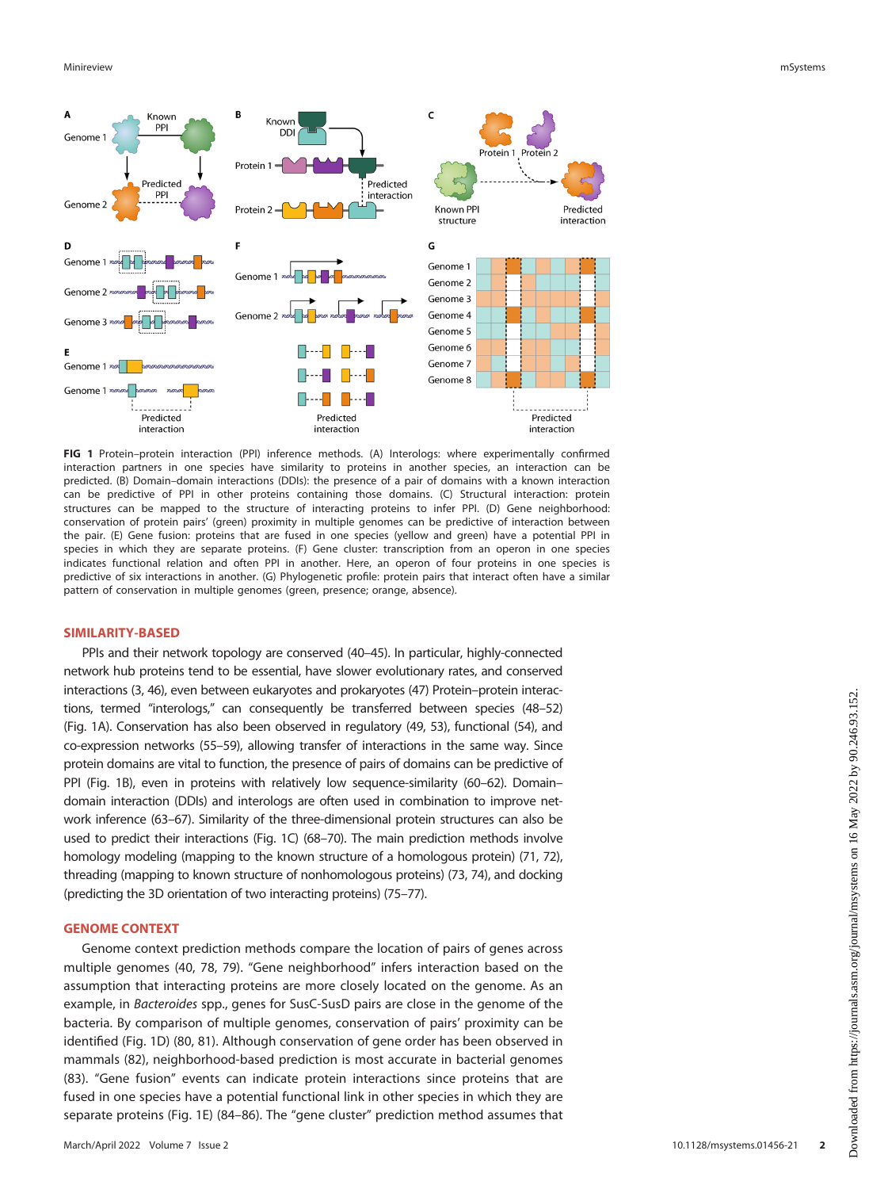**FIG 1** Protein–protein interaction (PPI) inference methods. (A) Interologs: where experimentally confirmed interaction partners in one species have similarity to proteins in another species, an interaction can be predicted. (B) Domain–domain interactions (DDIs): the presence of a pair of domains with a known interaction can be predictive of PPI in other proteins containing those domains. (C) Structural interaction: protein structures can be mapped to the structure of interacting proteins to infer PPI. (D) Gene neighborhood: conservation of protein pairs' (green) proximity in multiple genomes can be predictive of interaction between the pair. (E) Gene fusion: proteins that are fused in one species (yellow and green) have a potential PPI in species in which they are separate proteins. (F) Gene cluster: transcription from an operon in one species indicates functional relation and often PPI in another. Here, an operon of four proteins in one species is predictive of six interactions in another. (G) Phylogenetic profile: protein pairs that interact often have a similar pattern of conservation in multiple genomes (green, presence; orange, absence).

## SIMILARITY-BASED

PPIs and their network topology are conserved (40–45). In particular, highly-connected network hub proteins tend to be essential, have slower evolutionary rates, and conserved interactions (3, 46), even between eukaryotes and prokaryotes (47) Protein–protein interactions, termed "interologs," can consequently be transferred between species (48–52) (Fig. 1A). Conservation has also been observed in regulatory (49, 53), functional (54), and co-expression networks (55–59), allowing transfer of interactions in the same way. Since protein domains are vital to function, the presence of pairs of domains can be predictive of PPI (Fig. 1B), even in proteins with relatively low sequence-similarity (60–62). Domain–domain interaction (DDIs) and interologs are often used in combination to improve network inference (63–67). Similarity of the three-dimensional protein structures can also be used to predict their interactions (Fig. 1C) (68–70). The main prediction methods involve homology modeling (mapping to the known structure of a homologous protein) (71, 72), threading (mapping to known structure of nonhomologous proteins) (73, 74), and docking (predicting the 3D orientation of two interacting proteins) (75–77).

## GENOME CONTEXT

Genome context prediction methods compare the location of pairs of genes across multiple genomes (40, 78, 79). "Gene neighborhood" infers interaction based on the assumption that interacting proteins are more closely located on the genome. As an example, in *Bacteroides* spp., genes for SusC-SusD pairs are close in the genome of the bacteria. By comparison of multiple genomes, conservation of pairs' proximity can be identified (Fig. 1D) (80, 81). Although conservation of gene order has been observed in mammals (82), neighborhood-based prediction is most accurate in bacterial genomes (83). "Gene fusion" events can indicate protein interactions since proteins that are fused in one species have a potential functional link in other species in which they are separate proteins (Fig. 1E) (84–86). The "gene cluster" prediction method assumes that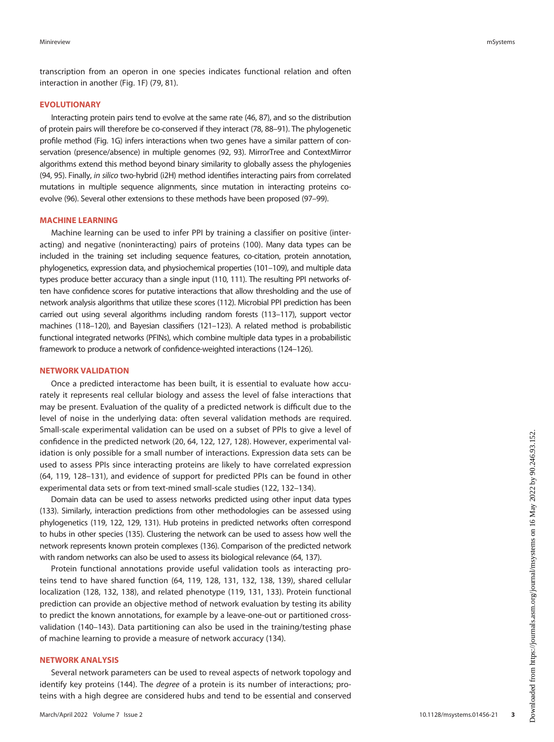transcription from an operon in one species indicates functional relation and often interaction in another (Fig. 1F) (79, 81).

## EVOLUTIONARY

Interacting protein pairs tend to evolve at the same rate (46, 87), and so the distribution of protein pairs will therefore be co-conserved if they interact (78, 88–91). The phylogenetic profile method (Fig. 1G) infers interactions when two genes have a similar pattern of conservation (presence/absence) in multiple genomes (92, 93). MirrorTree and ContextMirror algorithms extend this method beyond binary similarity to globally assess the phylogenies (94, 95). Finally, *in silico* two-hybrid (i2H) method identifies interacting pairs from correlated mutations in multiple sequence alignments, since mutation in interacting proteins co-evolve (96). Several other extensions to these methods have been proposed (97–99).

## MACHINE LEARNING

Machine learning can be used to infer PPI by training a classifier on positive (interacting) and negative (noninteracting) pairs of proteins (100). Many data types can be included in the training set including sequence features, co-citation, protein annotation, phylogenetics, expression data, and physiochemical properties (101–109), and multiple data types produce better accuracy than a single input (110, 111). The resulting PPI networks often have confidence scores for putative interactions that allow thresholding and the use of network analysis algorithms that utilize these scores (112). Microbial PPI prediction has been carried out using several algorithms including random forests (113–117), support vector machines (118–120), and Bayesian classifiers (121–123). A related method is probabilistic functional integrated networks (PFINs), which combine multiple data types in a probabilistic framework to produce a network of confidence-weighted interactions (124–126).

## NETWORK VALIDATION

Once a predicted interactome has been built, it is essential to evaluate how accurately it represents real cellular biology and assess the level of false interactions that may be present. Evaluation of the quality of a predicted network is difficult due to the level of noise in the underlying data: often several validation methods are required. Small-scale experimental validation can be used on a subset of PPIs to give a level of confidence in the predicted network (20, 64, 122, 127, 128). However, experimental validation is only possible for a small number of interactions. Expression data sets can be used to assess PPIs since interacting proteins are likely to have correlated expression (64, 119, 128–131), and evidence of support for predicted PPIs can be found in other experimental data sets or from text-mined small-scale studies (122, 132–134).

Domain data can be used to assess networks predicted using other input data types (133). Similarly, interaction predictions from other methodologies can be assessed using phylogenetics (119, 122, 129, 131). Hub proteins in predicted networks often correspond to hubs in other species (135). Clustering the network can be used to assess how well the network represents known protein complexes (136). Comparison of the predicted network with random networks can also be used to assess its biological relevance (64, 137).

Protein functional annotations provide useful validation tools as interacting proteins tend to have shared function (64, 119, 128, 131, 132, 138, 139), shared cellular localization (128, 132, 138), and related phenotype (119, 131, 133). Protein functional prediction can provide an objective method of network evaluation by testing its ability to predict the known annotations, for example by a leave-one-out or partitioned cross-validation (140–143). Data partitioning can also be used in the training/testing phase of machine learning to provide a measure of network accuracy (134).

## NETWORK ANALYSIS

Several network parameters can be used to reveal aspects of network topology and identify key proteins (144). The *degree* of a protein is its number of interactions; proteins with a high degree are considered hubs and tend to be essential and conserved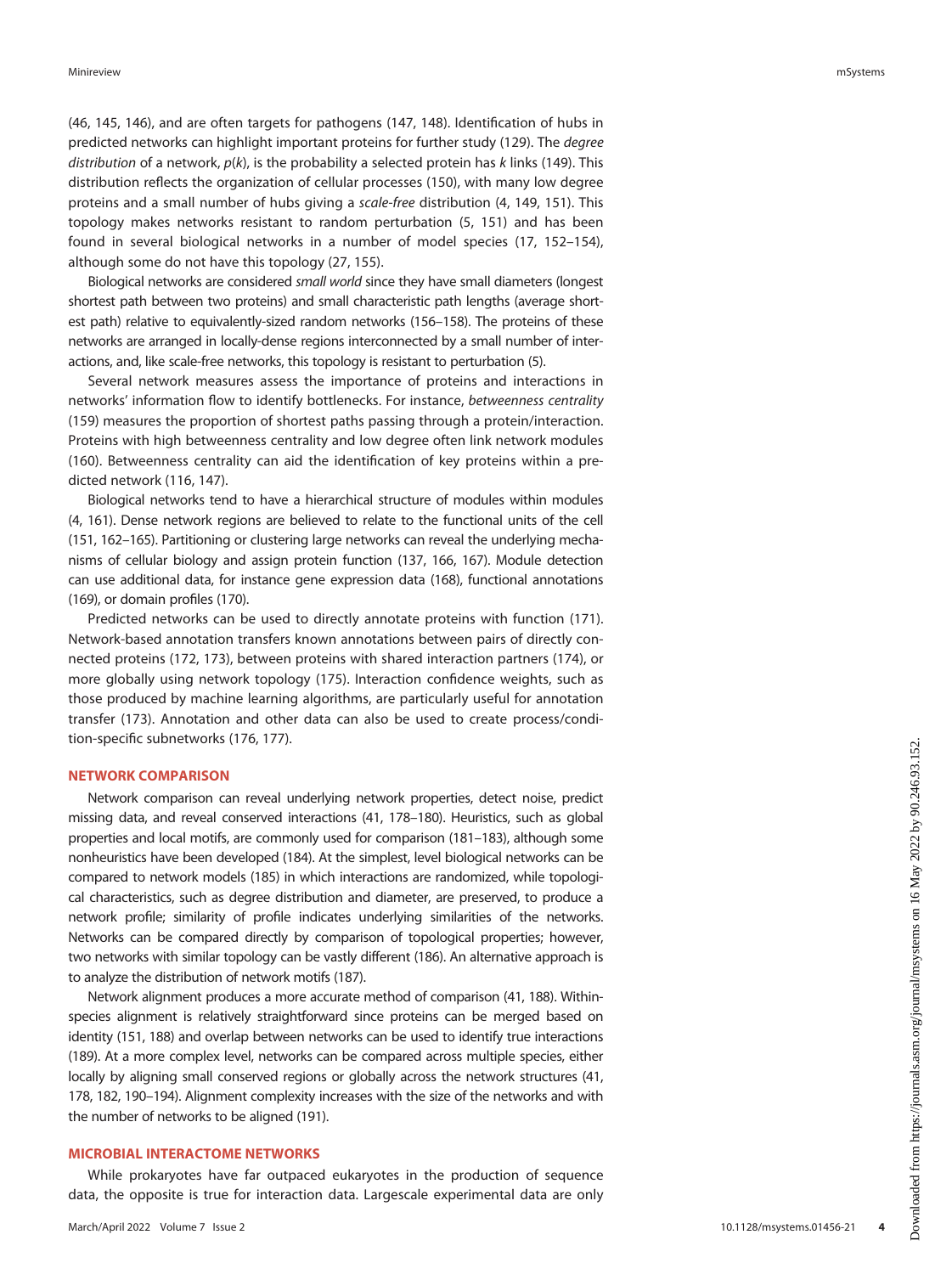(46, 145, 146), and are often targets for pathogens (147, 148). Identification of hubs in predicted networks can highlight important proteins for further study (129). The *degree distribution* of a network, $p(k)$, is the probability a selected protein has $k$ links (149). This distribution reflects the organization of cellular processes (150), with many low degree proteins and a small number of hubs giving a *scale-free* distribution (4, 149, 151). This topology makes networks resistant to random perturbation (5, 151) and has been found in several biological networks in a number of model species (17, 152–154), although some do not have this topology (27, 155).

Biological networks are considered *small world* since they have small diameters (longest shortest path between two proteins) and small characteristic path lengths (average shortest path) relative to equivalently-sized random networks (156–158). The proteins of these networks are arranged in locally-dense regions interconnected by a small number of interactions, and, like scale-free networks, this topology is resistant to perturbation (5).

Several network measures assess the importance of proteins and interactions in networks' information flow to identify bottlenecks. For instance, *betweenness centrality* (159) measures the proportion of shortest paths passing through a protein/interaction. Proteins with high betweenness centrality and low degree often link network modules (160). Betweenness centrality can aid the identification of key proteins within a predicted network (116, 147).

Biological networks tend to have a hierarchical structure of modules within modules (4, 161). Dense network regions are believed to relate to the functional units of the cell (151, 162–165). Partitioning or clustering large networks can reveal the underlying mechanisms of cellular biology and assign protein function (137, 166, 167). Module detection can use additional data, for instance gene expression data (168), functional annotations (169), or domain profiles (170).

Predicted networks can be used to directly annotate proteins with function (171). Network-based annotation transfers known annotations between pairs of directly connected proteins (172, 173), between proteins with shared interaction partners (174), or more globally using network topology (175). Interaction confidence weights, such as those produced by machine learning algorithms, are particularly useful for annotation transfer (173). Annotation and other data can also be used to create process/condition-specific subnetworks (176, 177).

## NETWORK COMPARISON

Network comparison can reveal underlying network properties, detect noise, predict missing data, and reveal conserved interactions (41, 178–180). Heuristics, such as global properties and local motifs, are commonly used for comparison (181–183), although some nonheuristics have been developed (184). At the simplest, level biological networks can be compared to network models (185) in which interactions are randomized, while topological characteristics, such as degree distribution and diameter, are preserved, to produce a network profile; similarity of profile indicates underlying similarities of the networks. Networks can be compared directly by comparison of topological properties; however, two networks with similar topology can be vastly different (186). An alternative approach is to analyze the distribution of network motifs (187).

Network alignment produces a more accurate method of comparison (41, 188). Within-species alignment is relatively straightforward since proteins can be merged based on identity (151, 188) and overlap between networks can be used to identify true interactions (189). At a more complex level, networks can be compared across multiple species, either locally by aligning small conserved regions or globally across the network structures (41, 178, 182, 190–194). Alignment complexity increases with the size of the networks and with the number of networks to be aligned (191).

## MICROBIAL INTERACTOME NETWORKS

While prokaryotes have far outpaced eukaryotes in the production of sequence data, the opposite is true for interaction data. Largescale experimental data are only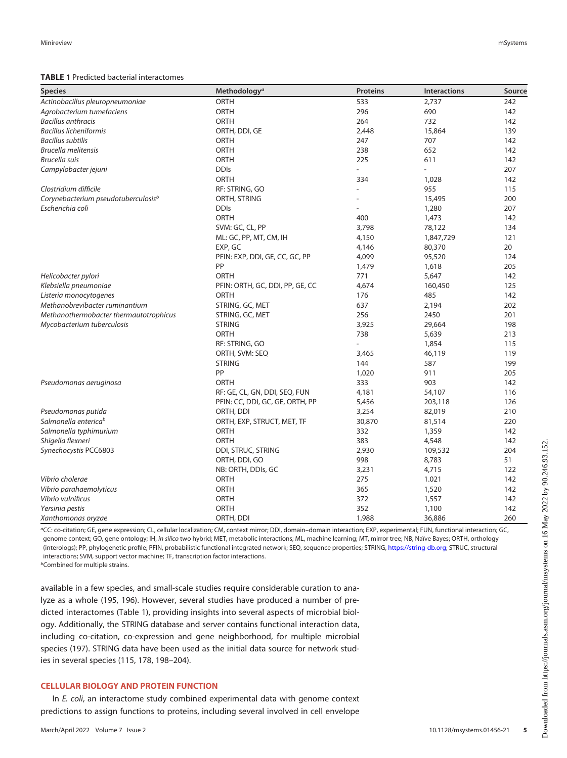**TABLE 1** Predicted bacterial interactomes

| Species | Methodology[a] | Proteins | Interactions | Source |
|---|---|---|---|---|
| *Actinobacillus pleuropneumoniae* | ORTH | 533 | 2,737 | 242 |
| *Agrobacterium tumefaciens* | ORTH | 296 | 690 | 142 |
| *Bacillus anthracis* | ORTH | 264 | 732 | 142 |
| *Bacillus licheniformis* | ORTH, DDI, GE | 2,448 | 15,864 | 139 |
| *Bacillus subtilis* | ORTH | 247 | 707 | 142 |
| *Brucella melitensis* | ORTH | 238 | 652 | 142 |
| *Brucella suis* | ORTH | 225 | 611 | 142 |
| *Campylobacter jejuni* | DDIs | - | - | 207 |
| | ORTH | 334 | 1,028 | 142 |
| *Clostridium difficile* | RF: STRING, GO | - | 955 | 115 |
| *Corynebacterium pseudotuberculosis*[b] | ORTH, STRING | - | 15,495 | 200 |
| *Escherichia coli* | DDIs | - | 1,280 | 207 |
| | ORTH | 400 | 1,473 | 142 |
| | SVM: GC, CL, PP | 3,798 | 78,122 | 134 |
| | ML: GC, PP, MT, CM, IH | 4,150 | 1,847,729 | 121 |
| | EXP, GC | 4,146 | 80,370 | 20 |
| | PFIN: EXP, DDI, GE, CC, GC, PP | 4,099 | 95,520 | 124 |
| | PP | 1,479 | 1,618 | 205 |
| *Helicobacter pylori* | ORTH | 771 | 5,647 | 142 |
| *Klebsiella pneumoniae* | PFIN: ORTH, GC, DDI, PP, GE, CC | 4,674 | 160,450 | 125 |
| *Listeria monocytogenes* | ORTH | 176 | 485 | 142 |
| *Methanobrevibacter ruminantium* | STRING, GC, MET | 637 | 2,194 | 202 |
| *Methanothermobacter thermautotrophicus* | STRING, GC, MET | 256 | 2450 | 201 |
| *Mycobacterium tuberculosis* | STRING | 3,925 | 29,664 | 198 |
| | ORTH | 738 | 5,639 | 213 |
| | RF: STRING, GO | - | 1,854 | 115 |
| | ORTH, SVM: SEQ | 3,465 | 46,119 | 119 |
| | STRING | 144 | 587 | 199 |
| | PP | 1,020 | 911 | 205 |
| *Pseudomonas aeruginosa* | ORTH | 333 | 903 | 142 |
| | RF: GE, CL, GN, DDI, SEQ, FUN | 4,181 | 54,107 | 116 |
| | PFIN: CC, DDI, GC, GE, ORTH, PP | 5,456 | 203,118 | 126 |
| *Pseudomonas putida* | ORTH, DDI | 3,254 | 82,019 | 210 |
| *Salmonella enterica*[b] | ORTH, EXP, STRUCT, MET, TF | 30,870 | 81,514 | 220 |
| *Salmonella typhimurium* | ORTH | 332 | 1,359 | 142 |
| *Shigella flexneri* | ORTH | 383 | 4,548 | 142 |
| *Synechocystis* PCC6803 | DDI, STRUC, STRING | 2,930 | 109,532 | 204 |
| | ORTH, DDI, GO | 998 | 8,783 | 51 |
| | NB: ORTH, DDIs, GC | 3,231 | 4,715 | 122 |
| *Vibrio cholerae* | ORTH | 275 | 1.021 | 142 |
| *Vibrio parahaemolyticus* | ORTH | 365 | 1,520 | 142 |
| *Vibrio vulnificus* | ORTH | 372 | 1,557 | 142 |
| *Yersinia pestis* | ORTH | 352 | 1,100 | 142 |
| *Xanthomonas oryzae* | ORTH, DDI | 1,988 | 36,886 | 260 |

[a]CC: co-citation; GE, gene expression; CL, cellular localization; CM, context mirror; DDI, domain–domain interaction; EXP, experimental; FUN, functional interaction; GC, genome context; GO, gene ontology; IH, *in silico* two hybrid; MET, metabolic interactions; ML, machine learning; MT, mirror tree; NB, Naïve Bayes; ORTH, orthology (interologs); PP, phylogenetic profile; PFIN, probabilistic functional integrated network; SEQ, sequence properties; STRING, https://string-db.org; STRUC, structural interactions; SVM, support vector machine; TF, transcription factor interactions.
[b]Combined for multiple strains.

available in a few species, and small-scale studies require considerable curation to analyze as a whole (195, 196). However, several studies have produced a number of predicted interactomes (Table 1), providing insights into several aspects of microbial biology. Additionally, the STRING database and server contains functional interaction data, including co-citation, co-expression and gene neighborhood, for multiple microbial species (197). STRING data have been used as the initial data source for network studies in several species (115, 178, 198–204).

## CELLULAR BIOLOGY AND PROTEIN FUNCTION

In *E. coli*, an interactome study combined experimental data with genome context predictions to assign functions to proteins, including several involved in cell envelope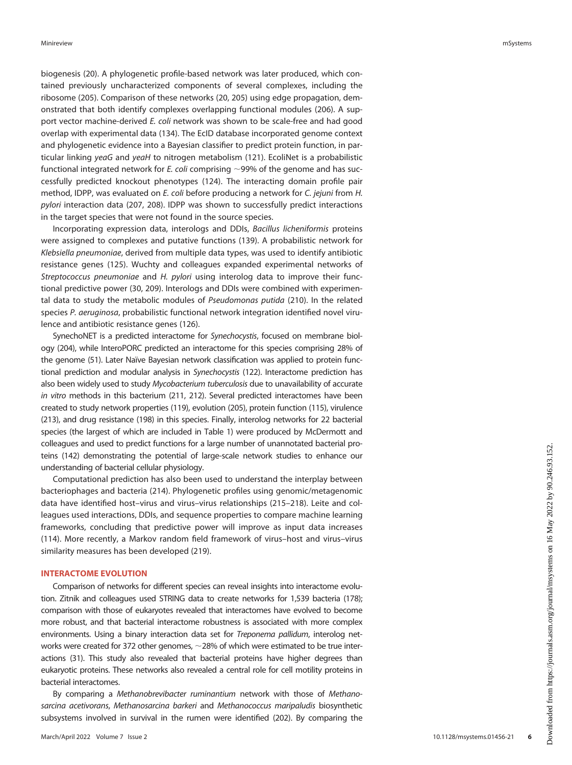biogenesis (20). A phylogenetic profile-based network was later produced, which contained previously uncharacterized components of several complexes, including the ribosome (205). Comparison of these networks (20, 205) using edge propagation, demonstrated that both identify complexes overlapping functional modules (206). A support vector machine-derived *E. coli* network was shown to be scale-free and had good overlap with experimental data (134). The EcID database incorporated genome context and phylogenetic evidence into a Bayesian classifier to predict protein function, in particular linking *yeaG* and *yeaH* to nitrogen metabolism (121). EcoliNet is a probabilistic functional integrated network for *E. coli* comprising ~99% of the genome and has successfully predicted knockout phenotypes (124). The interacting domain profile pair method, IDPP, was evaluated on *E. coli* before producing a network for *C. jejuni* from *H. pylori* interaction data (207, 208). IDPP was shown to successfully predict interactions in the target species that were not found in the source species.

Incorporating expression data, interologs and DDIs, *Bacillus licheniformis* proteins were assigned to complexes and putative functions (139). A probabilistic network for *Klebsiella pneumoniae*, derived from multiple data types, was used to identify antibiotic resistance genes (125). Wuchty and colleagues expanded experimental networks of *Streptococcus pneumoniae* and *H. pylori* using interolog data to improve their functional predictive power (30, 209). Interologs and DDIs were combined with experimental data to study the metabolic modules of *Pseudomonas putida* (210). In the related species *P. aeruginosa*, probabilistic functional network integration identified novel virulence and antibiotic resistance genes (126).

SynechoNET is a predicted interactome for *Synechocystis*, focused on membrane biology (204), while InteroPORC predicted an interactome for this species comprising 28% of the genome (51). Later Naïve Bayesian network classification was applied to protein functional prediction and modular analysis in *Synechocystis* (122). Interactome prediction has also been widely used to study *Mycobacterium tuberculosis* due to unavailability of accurate *in vitro* methods in this bacterium (211, 212). Several predicted interactomes have been created to study network properties (119), evolution (205), protein function (115), virulence (213), and drug resistance (198) in this species. Finally, interolog networks for 22 bacterial species (the largest of which are included in Table 1) were produced by McDermott and colleagues and used to predict functions for a large number of unannotated bacterial proteins (142) demonstrating the potential of large-scale network studies to enhance our understanding of bacterial cellular physiology.

Computational prediction has also been used to understand the interplay between bacteriophages and bacteria (214). Phylogenetic profiles using genomic/metagenomic data have identified host–virus and virus–virus relationships (215–218). Leite and colleagues used interactions, DDIs, and sequence properties to compare machine learning frameworks, concluding that predictive power will improve as input data increases (114). More recently, a Markov random field framework of virus–host and virus–virus similarity measures has been developed (219).

## INTERACTOME EVOLUTION

Comparison of networks for different species can reveal insights into interactome evolution. Zitnik and colleagues used STRING data to create networks for 1,539 bacteria (178); comparison with those of eukaryotes revealed that interactomes have evolved to become more robust, and that bacterial interactome robustness is associated with more complex environments. Using a binary interaction data set for *Treponema pallidum*, interolog networks were created for 372 other genomes, ~28% of which were estimated to be true interactions (31). This study also revealed that bacterial proteins have higher degrees than eukaryotic proteins. These networks also revealed a central role for cell motility proteins in bacterial interactomes.

By comparing a *Methanobrevibacter ruminantium* network with those of *Methanosarcina acetivorans*, *Methanosarcina barkeri* and *Methanococcus maripaludis* biosynthetic subsystems involved in survival in the rumen were identified (202). By comparing the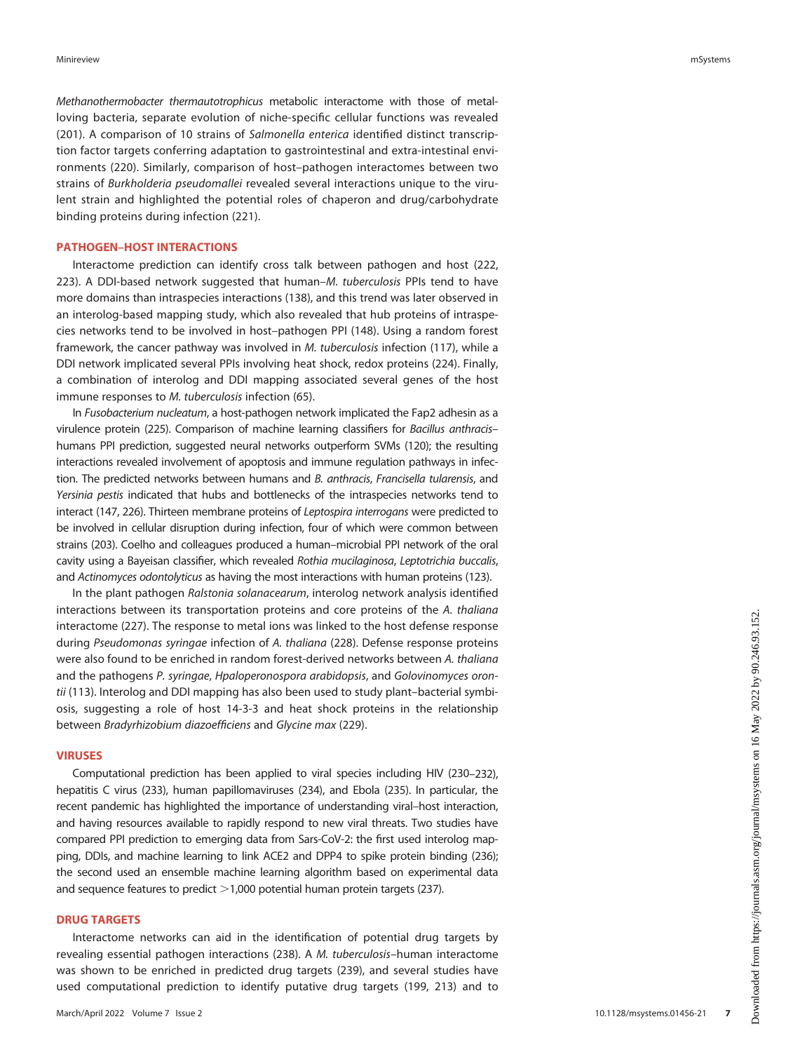*Methanothermobacter thermautotrophicus* metabolic interactome with those of metal-loving bacteria, separate evolution of niche-specific cellular functions was revealed (201). A comparison of 10 strains of *Salmonella enterica* identified distinct transcription factor targets conferring adaptation to gastrointestinal and extra-intestinal environments (220). Similarly, comparison of host–pathogen interactomes between two strains of *Burkholderia pseudomallei* revealed several interactions unique to the virulent strain and highlighted the potential roles of chaperon and drug/carbohydrate binding proteins during infection (221).

## PATHOGEN–HOST INTERACTIONS

Interactome prediction can identify cross talk between pathogen and host (222, 223). A DDI-based network suggested that human–*M. tuberculosis* PPIs tend to have more domains than intraspecies interactions (138), and this trend was later observed in an interolog-based mapping study, which also revealed that hub proteins of intraspecies networks tend to be involved in host–pathogen PPI (148). Using a random forest framework, the cancer pathway was involved in *M. tuberculosis* infection (117), while a DDI network implicated several PPIs involving heat shock, redox proteins (224). Finally, a combination of interolog and DDI mapping associated several genes of the host immune responses to *M. tuberculosis* infection (65).

In *Fusobacterium nucleatum*, a host-pathogen network implicated the Fap2 adhesin as a virulence protein (225). Comparison of machine learning classifiers for *Bacillus anthracis*–humans PPI prediction, suggested neural networks outperform SVMs (120); the resulting interactions revealed involvement of apoptosis and immune regulation pathways in infection. The predicted networks between humans and *B. anthracis*, *Francisella tularensis*, and *Yersinia pestis* indicated that hubs and bottlenecks of the intraspecies networks tend to interact (147, 226). Thirteen membrane proteins of *Leptospira interrogans* were predicted to be involved in cellular disruption during infection, four of which were common between strains (203). Coelho and colleagues produced a human–microbial PPI network of the oral cavity using a Bayeisan classifier, which revealed *Rothia mucilaginosa*, *Leptotrichia buccalis*, and *Actinomyces odontolyticus* as having the most interactions with human proteins (123).

In the plant pathogen *Ralstonia solanacearum*, interolog network analysis identified interactions between its transportation proteins and core proteins of the *A. thaliana* interactome (227). The response to metal ions was linked to the host defense response during *Pseudomonas syringae* infection of *A. thaliana* (228). Defense response proteins were also found to be enriched in random forest-derived networks between *A. thaliana* and the pathogens *P. syringae*, *Hpaloperonospora arabidopsis*, and *Golovinomyces orontii* (113). Interolog and DDI mapping has also been used to study plant–bacterial symbiosis, suggesting a role of host 14-3-3 and heat shock proteins in the relationship between *Bradyrhizobium diazoefficiens* and *Glycine max* (229).

## VIRUSES

Computational prediction has been applied to viral species including HIV (230–232), hepatitis C virus (233), human papillomaviruses (234), and Ebola (235). In particular, the recent pandemic has highlighted the importance of understanding viral–host interaction, and having resources available to rapidly respond to new viral threats. Two studies have compared PPI prediction to emerging data from Sars-CoV-2: the first used interolog mapping, DDIs, and machine learning to link ACE2 and DPP4 to spike protein binding (236); the second used an ensemble machine learning algorithm based on experimental data and sequence features to predict >1,000 potential human protein targets (237).

## DRUG TARGETS

Interactome networks can aid in the identification of potential drug targets by revealing essential pathogen interactions (238). A *M. tuberculosis*–human interactome was shown to be enriched in predicted drug targets (239), and several studies have used computational prediction to identify putative drug targets (199, 213) and to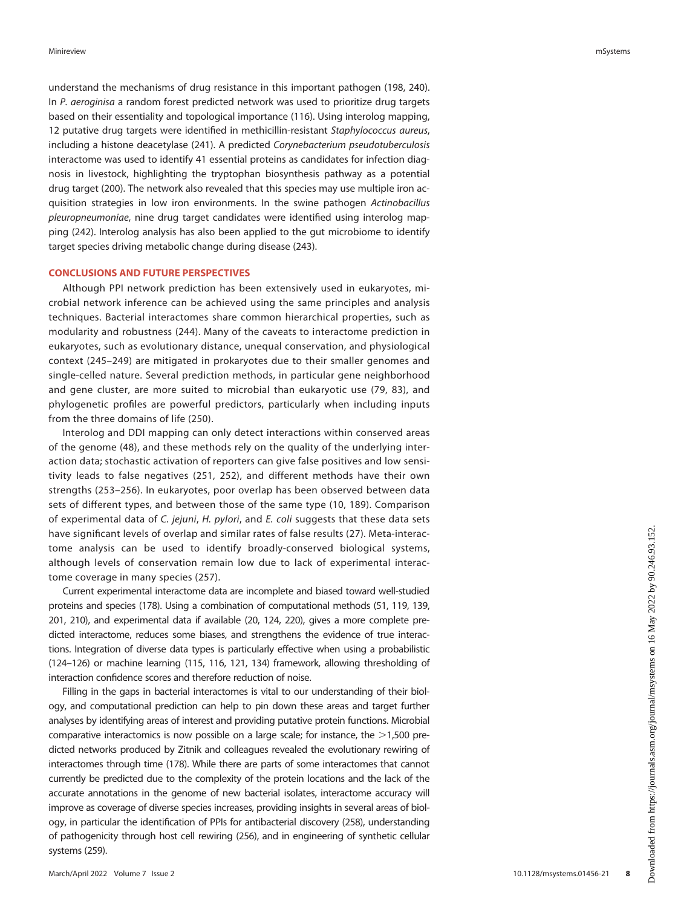understand the mechanisms of drug resistance in this important pathogen (198, 240). In *P. aeroginisa* a random forest predicted network was used to prioritize drug targets based on their essentiality and topological importance (116). Using interolog mapping, 12 putative drug targets were identified in methicillin-resistant *Staphylococcus aureus*, including a histone deacetylase (241). A predicted *Corynebacterium pseudotuberculosis* interactome was used to identify 41 essential proteins as candidates for infection diagnosis in livestock, highlighting the tryptophan biosynthesis pathway as a potential drug target (200). The network also revealed that this species may use multiple iron acquisition strategies in low iron environments. In the swine pathogen *Actinobacillus pleuropneumoniae*, nine drug target candidates were identified using interolog mapping (242). Interolog analysis has also been applied to the gut microbiome to identify target species driving metabolic change during disease (243).

## CONCLUSIONS AND FUTURE PERSPECTIVES

Although PPI network prediction has been extensively used in eukaryotes, microbial network inference can be achieved using the same principles and analysis techniques. Bacterial interactomes share common hierarchical properties, such as modularity and robustness (244). Many of the caveats to interactome prediction in eukaryotes, such as evolutionary distance, unequal conservation, and physiological context (245–249) are mitigated in prokaryotes due to their smaller genomes and single-celled nature. Several prediction methods, in particular gene neighborhood and gene cluster, are more suited to microbial than eukaryotic use (79, 83), and phylogenetic profiles are powerful predictors, particularly when including inputs from the three domains of life (250).

Interolog and DDI mapping can only detect interactions within conserved areas of the genome (48), and these methods rely on the quality of the underlying interaction data; stochastic activation of reporters can give false positives and low sensitivity leads to false negatives (251, 252), and different methods have their own strengths (253–256). In eukaryotes, poor overlap has been observed between data sets of different types, and between those of the same type (10, 189). Comparison of experimental data of *C. jejuni*, *H. pylori*, and *E. coli* suggests that these data sets have significant levels of overlap and similar rates of false results (27). Meta-interactome analysis can be used to identify broadly-conserved biological systems, although levels of conservation remain low due to lack of experimental interactome coverage in many species (257).

Current experimental interactome data are incomplete and biased toward well-studied proteins and species (178). Using a combination of computational methods (51, 119, 139, 201, 210), and experimental data if available (20, 124, 220), gives a more complete predicted interactome, reduces some biases, and strengthens the evidence of true interactions. Integration of diverse data types is particularly effective when using a probabilistic (124–126) or machine learning (115, 116, 121, 134) framework, allowing thresholding of interaction confidence scores and therefore reduction of noise.

Filling in the gaps in bacterial interactomes is vital to our understanding of their biology, and computational prediction can help to pin down these areas and target further analyses by identifying areas of interest and providing putative protein functions. Microbial comparative interactomics is now possible on a large scale; for instance, the >1,500 predicted networks produced by Zitnik and colleagues revealed the evolutionary rewiring of interactomes through time (178). While there are parts of some interactomes that cannot currently be predicted due to the complexity of the protein locations and the lack of the accurate annotations in the genome of new bacterial isolates, interactome accuracy will improve as coverage of diverse species increases, providing insights in several areas of biology, in particular the identification of PPIs for antibacterial discovery (258), understanding of pathogenicity through host cell rewiring (256), and in engineering of synthetic cellular systems (259).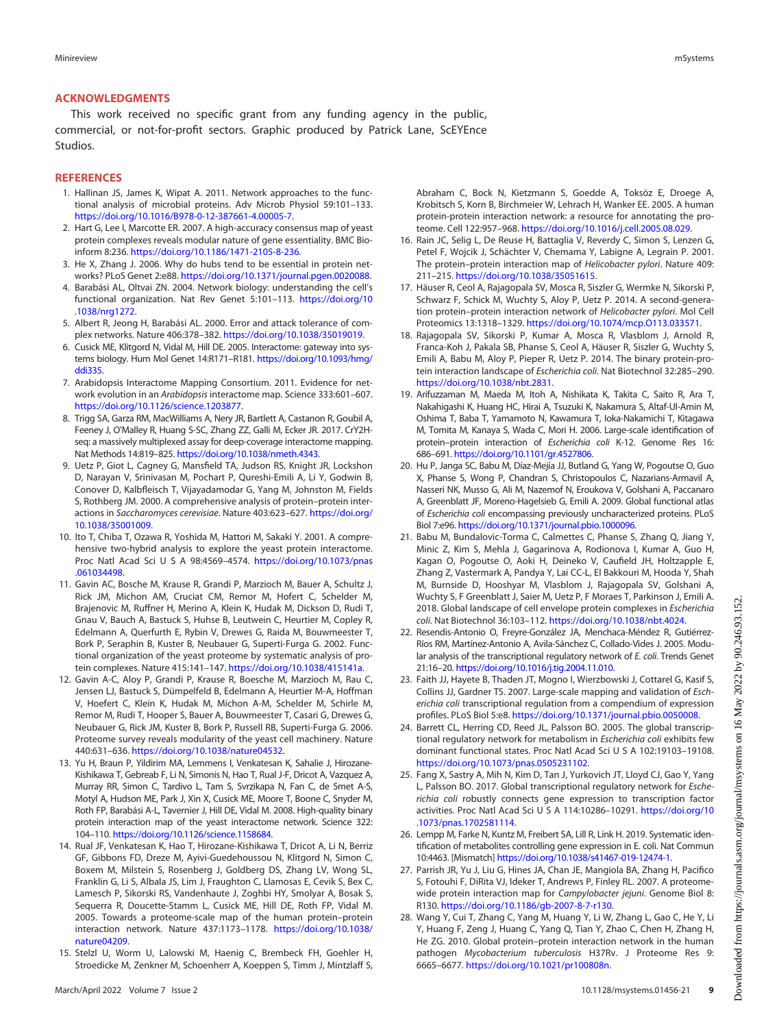## ACKNOWLEDGMENTS

This work received no specific grant from any funding agency in the public, commercial, or not-for-profit sectors. Graphic produced by Patrick Lane, ScEYEnce Studios.

## REFERENCES

1. Hallinan JS, James K, Wipat A. 2011. Network approaches to the functional analysis of microbial proteins. Adv Microb Physiol 59:101–133. https://doi.org/10.1016/B978-0-12-387661-4.00005-7.
2. Hart G, Lee I, Marcotte ER. 2007. A high-accuracy consensus map of yeast protein complexes reveals modular nature of gene essentiality. BMC Bioinform 8:236. https://doi.org/10.1186/1471-2105-8-236.
3. He X, Zhang J. 2006. Why do hubs tend to be essential in protein networks? PLoS Genet 2:e88. https://doi.org/10.1371/journal.pgen.0020088.
4. Barabási AL, Oltvai ZN. 2004. Network biology: understanding the cell's functional organization. Nat Rev Genet 5:101–113. https://doi.org/10.1038/nrg1272.
5. Albert R, Jeong H, Barabási AL. 2000. Error and attack tolerance of complex networks. Nature 406:378–382. https://doi.org/10.1038/35019019.
6. Cusick ME, Klitgord N, Vidal M, Hill DE. 2005. Interactome: gateway into systems biology. Hum Mol Genet 14:R171–R181. https://doi.org/10.1093/hmg/ddi335.
7. Arabidopsis Interactome Mapping Consortium. 2011. Evidence for network evolution in an *Arabidopsis* interactome map. Science 333:601–607. https://doi.org/10.1126/science.1203877.
8. Trigg SA, Garza RM, MacWilliams A, Nery JR, Bartlett A, Castanon R, Goubil A, Feeney J, O'Malley R, Huang S-SC, Zhang ZZ, Galli M, Ecker JR. 2017. CrY2H-seq: a massively multiplexed assay for deep-coverage interactome mapping. Nat Methods 14:819–825. https://doi.org/10.1038/nmeth.4343.
9. Uetz P, Giot L, Cagney G, Mansfield TA, Judson RS, Knight JR, Lockshon D, Narayan V, Srinivasan M, Pochart P, Qureshi-Emili A, Li Y, Godwin B, Conover D, Kalbfleisch T, Vijayadamodar G, Yang M, Johnston M, Fields S, Rothberg JM. 2000. A comprehensive analysis of protein–protein interactions in *Saccharomyces cerevisiae*. Nature 403:623–627. https://doi.org/10.1038/35001009.
10. Ito T, Chiba T, Ozawa R, Yoshida M, Hattori M, Sakaki Y. 2001. A comprehensive two-hybrid analysis to explore the yeast protein interactome. Proc Natl Acad Sci U S A 98:4569–4574. https://doi.org/10.1073/pnas.061034498.
11. Gavin AC, Bosche M, Krause R, Grandi P, Marzioch M, Bauer A, Schultz J, Rick JM, Michon AM, Cruciat CM, Remor M, Hofert C, Schelder M, Brajenovic M, Ruffner H, Merino A, Klein K, Hudak M, Dickson D, Rudi T, Gnau V, Bauch A, Bastuck S, Huhse B, Leutwein C, Heurtier M, Copley R, Edelmann A, Querfurth E, Rybin V, Drewes G, Raida M, Bouwmeester T, Bork P, Seraphin B, Kuster B, Neubauer G, Superti-Furga G. 2002. Functional organization of the yeast proteome by systematic analysis of protein complexes. Nature 415:141–147. https://doi.org/10.1038/415141a.
12. Gavin A-C, Aloy P, Grandi P, Krause R, Boesche M, Marzioch M, Rau C, Jensen LJ, Bastuck S, Dümpelfeld B, Edelmann A, Heurtier M-A, Hoffman V, Hoefert C, Klein K, Hudak M, Michon A-M, Schelder M, Schirle M, Remor M, Rudi T, Hooper S, Bauer A, Bouwmeester T, Casari G, Drewes G, Neubauer G, Rick JM, Kuster B, Bork P, Russell RB, Superti-Furga G. 2006. Proteome survey reveals modularity of the yeast cell machinery. Nature 440:631–636. https://doi.org/10.1038/nature04532.
13. Yu H, Braun P, Yildirim MA, Lemmens I, Venkatesan K, Sahalie J, Hirozane-Kishikawa T, Gebreab F, Li N, Simonis N, Hao T, Rual J-F, Dricot A, Vazquez A, Murray RR, Simon C, Tardivo L, Tam S, Svrzikapa N, Fan C, de Smet A-S, Motyl A, Hudson ME, Park J, Xin X, Cusick ME, Moore T, Boone C, Snyder M, Roth FP, Barabási A-L, Tavernier J, Hill DE, Vidal M. 2008. High-quality binary protein interaction map of the yeast interactome network. Science 322:104–110. https://doi.org/10.1126/science.1158684.
14. Rual JF, Venkatesan K, Hao T, Hirozane-Kishikawa T, Dricot A, Li N, Berriz GF, Gibbons FD, Dreze M, Ayivi-Guedehoussou N, Klitgord N, Simon C, Boxem M, Milstein S, Rosenberg J, Goldberg DS, Zhang LV, Wong SL, Franklin G, Li S, Albala JS, Lim J, Fraughton C, Llamosas E, Cevik S, Bex C, Lamesch P, Sikorski RS, Vandenhaute J, Zoghbi HY, Smolyar A, Bosak S, Sequerra R, Doucette-Stamm L, Cusick ME, Hill DE, Roth FP, Vidal M. 2005. Towards a proteome-scale map of the human protein–protein interaction network. Nature 437:1173–1178. https://doi.org/10.1038/nature04209.
15. Stelzl U, Worm U, Lalowski M, Haenig C, Brembeck FH, Goehler H, Stroedicke M, Zenkner M, Schoenherr A, Koeppen S, Timm J, Mintzlaff S, Abraham C, Bock N, Kietzmann S, Goedde A, Toksöz E, Droege A, Krobitsch S, Korn B, Birchmeier W, Lehrach H, Wanker EE. 2005. A human protein-protein interaction network: a resource for annotating the proteome. Cell 122:957–968. https://doi.org/10.1016/j.cell.2005.08.029.
16. Rain JC, Selig L, De Reuse H, Battaglia V, Reverdy C, Simon S, Lenzen G, Petel F, Wojcik J, Schächter V, Chemama Y, Labigne A, Legrain P. 2001. The protein–protein interaction map of *Helicobacter pylori*. Nature 409:211–215. https://doi.org/10.1038/35051615.
17. Häuser R, Ceol A, Rajagopala SV, Mosca R, Siszler G, Wermke N, Sikorski P, Schwarz F, Schick M, Wuchty S, Aloy P, Uetz P. 2014. A second-generation protein–protein interaction network of *Helicobacter pylori*. Mol Cell Proteomics 13:1318–1329. https://doi.org/10.1074/mcp.O113.033571.
18. Rajagopala SV, Sikorski P, Kumar A, Mosca R, Vlasblom J, Arnold R, Franca-Koh J, Pakala SB, Phanse S, Ceol A, Häuser R, Siszler G, Wuchty S, Emili A, Babu M, Aloy P, Pieper R, Uetz P. 2014. The binary protein-protein interaction landscape of *Escherichia coli*. Nat Biotechnol 32:285–290. https://doi.org/10.1038/nbt.2831.
19. Arifuzzaman M, Maeda M, Itoh A, Nishikata K, Takita C, Saito R, Ara T, Nakahigashi K, Huang HC, Hirai A, Tsuzuki K, Nakamura S, Altaf-Ul-Amin M, Oshima T, Baba T, Yamamoto N, Kawamura T, Ioka-Nakamichi T, Kitagawa M, Tomita M, Kanaya S, Wada C, Mori H. 2006. Large-scale identification of protein–protein interaction of *Escherichia coli* K-12. Genome Res 16:686–691. https://doi.org/10.1101/gr.4527806.
20. Hu P, Janga SC, Babu M, Díaz-Mejía JJ, Butland G, Yang W, Pogoutse O, Guo X, Phanse S, Wong P, Chandran S, Christopoulos C, Nazarians-Armavil A, Nasseri NK, Musso G, Ali M, Nazemof N, Eroukova V, Golshani A, Paccanaro A, Greenblatt JF, Moreno-Hagelsieb G, Emili A. 2009. Global functional atlas of *Escherichia coli* encompassing previously uncharacterized proteins. PLoS Biol 7:e96. https://doi.org/10.1371/journal.pbio.1000096.
21. Babu M, Bundalovic-Torma C, Calmettes C, Phanse S, Zhang Q, Jiang Y, Minic Z, Kim S, Mehla J, Gagarinova A, Rodionova I, Kumar A, Guo H, Kagan O, Pogoutse O, Aoki H, Deineko V, Caufield JH, Holtzapple E, Zhang Z, Vastermark A, Pandya Y, Lai CC-L, El Bakkouri M, Hooda Y, Shah M, Burnside D, Hooshyar M, Vlasblom J, Rajagopala SV, Golshani A, Wuchty S, F Greenblatt J, Saier M, Uetz P, F Moraes T, Parkinson J, Emili A. 2018. Global landscape of cell envelope protein complexes in *Escherichia coli*. Nat Biotechnol 36:103–112. https://doi.org/10.1038/nbt.4024.
22. Resendis-Antonio O, Freyre-González JA, Menchaca-Méndez R, Gutiérrez-Ríos RM, Martínez-Antonio A, Avila-Sánchez C, Collado-Vides J. 2005. Modular analysis of the transcriptional regulatory network of *E. coli*. Trends Genet 21:16–20. https://doi.org/10.1016/j.tig.2004.11.010.
23. Faith JJ, Hayete B, Thaden JT, Mogno I, Wierzbowski J, Cottarel G, Kasif S, Collins JJ, Gardner TS. 2007. Large-scale mapping and validation of *Escherichia coli* transcriptional regulation from a compendium of expression profiles. PLoS Biol 5:e8. https://doi.org/10.1371/journal.pbio.0050008.
24. Barrett CL, Herring CD, Reed JL, Palsson BO. 2005. The global transcriptional regulatory network for metabolism in *Escherichia coli* exhibits few dominant functional states. Proc Natl Acad Sci U S A 102:19103–19108. https://doi.org/10.1073/pnas.0505231102.
25. Fang X, Sastry A, Mih N, Kim D, Tan J, Yurkovich JT, Lloyd CJ, Gao Y, Yang L, Palsson BO. 2017. Global transcriptional regulatory network for *Escherichia coli* robustly connects gene expression to transcription factor activities. Proc Natl Acad Sci U S A 114:10286–10291. https://doi.org/10.1073/pnas.1702581114.
26. Lempp M, Farke N, Kuntz M, Freibert SA, Lill R, Link H. 2019. Systematic identification of metabolites controlling gene expression in E. coli. Nat Commun 10:4463. [Mismatch] https://doi.org/10.1038/s41467-019-12474-1.
27. Parrish JR, Yu J, Liu G, Hines JA, Chan JE, Mangiola BA, Zhang H, Pacifico S, Fotouhi F, DiRita VJ, Ideker T, Andrews P, Finley RL. 2007. A proteome-wide protein interaction map for *Campylobacter jejuni*. Genome Biol 8:R130. https://doi.org/10.1186/gb-2007-8-7-r130.
28. Wang Y, Cui T, Zhang C, Yang M, Huang Y, Li W, Zhang L, Gao C, He Y, Li Y, Huang F, Zeng J, Huang C, Yang Q, Tian Y, Zhao C, Chen H, Zhang H, He ZG. 2010. Global protein–protein interaction network in the human pathogen *Mycobacterium tuberculosis* H37Rv. J Proteome Res 9:6665–6677. https://doi.org/10.1021/pr100808n.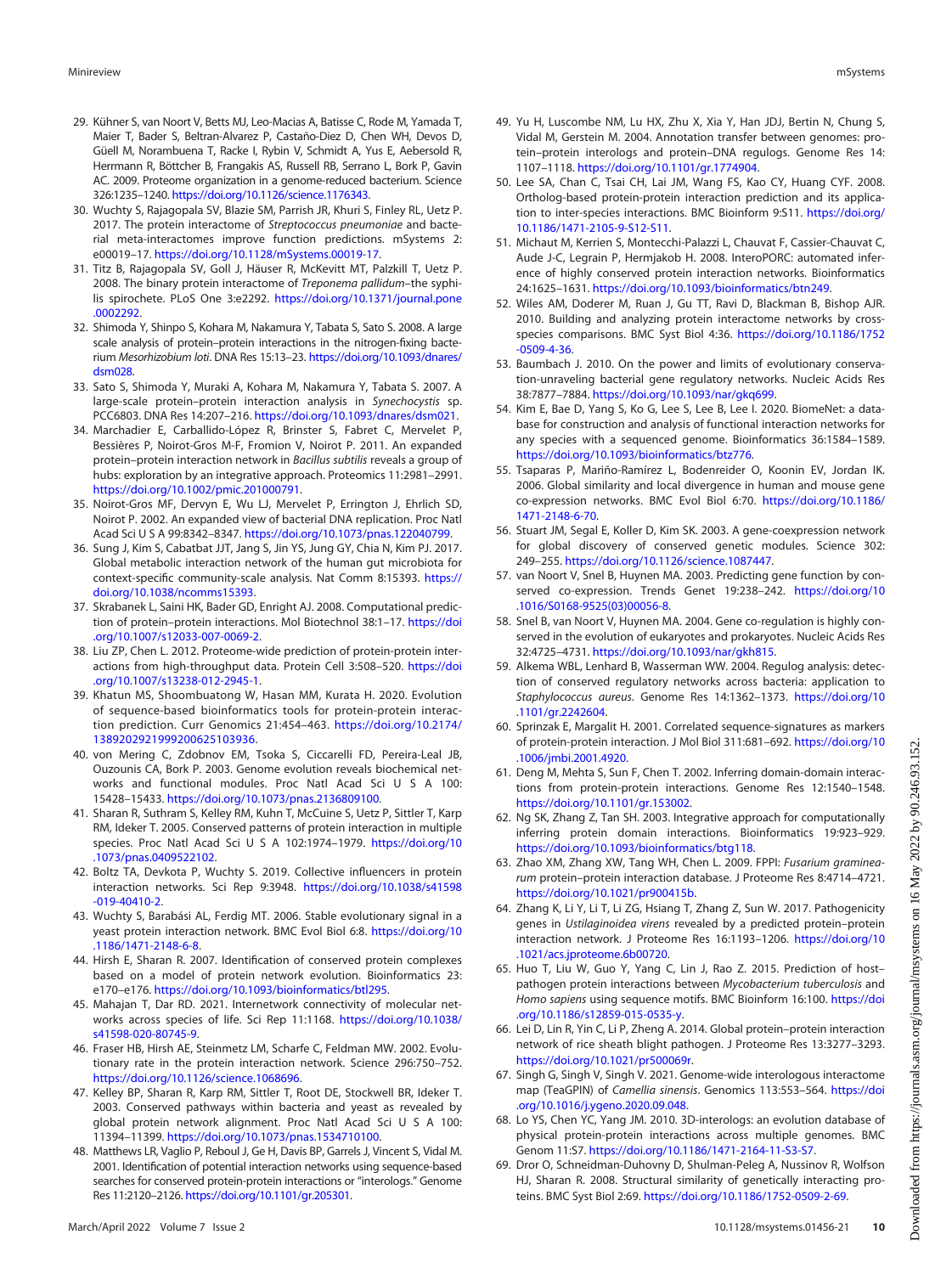29. Kühner S, van Noort V, Betts MJ, Leo-Macias A, Batisse C, Rode M, Yamada T, Maier T, Bader S, Beltran-Alvarez P, Castaño-Diez D, Chen WH, Devos D, Güell M, Norambuena T, Racke I, Rybin V, Schmidt A, Yus E, Aebersold R, Herrmann R, Böttcher B, Frangakis AS, Russell RB, Serrano L, Bork P, Gavin AC. 2009. Proteome organization in a genome-reduced bacterium. Science 326:1235–1240. https://doi.org/10.1126/science.1176343.
30. Wuchty S, Rajagopala SV, Blazie SM, Parrish JR, Khuri S, Finley RL, Uetz P. 2017. The protein interactome of *Streptococcus pneumoniae* and bacterial meta-interactomes improve function predictions. mSystems 2: e00019–17. https://doi.org/10.1128/mSystems.00019-17.
31. Titz B, Rajagopala SV, Goll J, Häuser R, McKevitt MT, Palzkill T, Uetz P. 2008. The binary protein interactome of *Treponema pallidum*–the syphilis spirochete. PLoS One 3:e2292. https://doi.org/10.1371/journal.pone.0002292.
32. Shimoda Y, Shinpo S, Kohara M, Nakamura Y, Tabata S, Sato S. 2008. A large scale analysis of protein–protein interactions in the nitrogen-fixing bacterium *Mesorhizobium loti*. DNA Res 15:13–23. https://doi.org/10.1093/dnares/dsm028.
33. Sato S, Shimoda Y, Muraki A, Kohara M, Nakamura Y, Tabata S. 2007. A large-scale protein–protein interaction analysis in *Synechocystis* sp. PCC6803. DNA Res 14:207–216. https://doi.org/10.1093/dnares/dsm021.
34. Marchadier E, Carballido-López R, Brinster S, Fabret C, Mervelet P, Bessières P, Noirot-Gros M-F, Fromion V, Noirot P. 2011. An expanded protein–protein interaction network in *Bacillus subtilis* reveals a group of hubs: exploration by an integrative approach. Proteomics 11:2981–2991. https://doi.org/10.1002/pmic.201000791.
35. Noirot-Gros MF, Dervyn E, Wu LJ, Mervelet P, Errington J, Ehrlich SD, Noirot P. 2002. An expanded view of bacterial DNA replication. Proc Natl Acad Sci U S A 99:8342–8347. https://doi.org/10.1073/pnas.122040799.
36. Sung J, Kim S, Cabatbat JJT, Jang S, Jin YS, Jung GY, Chia N, Kim PJ. 2017. Global metabolic interaction network of the human gut microbiota for context-specific community-scale analysis. Nat Comm 8:15393. https://doi.org/10.1038/ncomms15393.
37. Skrabanek L, Saini HK, Bader GD, Enright AJ. 2008. Computational prediction of protein–protein interactions. Mol Biotechnol 38:1–17. https://doi.org/10.1007/s12033-007-0069-2.
38. Liu ZP, Chen L. 2012. Proteome-wide prediction of protein-protein interactions from high-throughput data. Protein Cell 3:508–520. https://doi.org/10.1007/s13238-012-2945-1.
39. Khatun MS, Shoombuatong W, Hasan MM, Kurata H. 2020. Evolution of sequence-based bioinformatics tools for protein-protein interaction prediction. Curr Genomics 21:454–463. https://doi.org/10.2174/1389202921999200625103936.
40. von Mering C, Zdobnov EM, Tsoka S, Ciccarelli FD, Pereira-Leal JB, Ouzounis CA, Bork P. 2003. Genome evolution reveals biochemical networks and functional modules. Proc Natl Acad Sci U S A 100: 15428–15433. https://doi.org/10.1073/pnas.2136809100.
41. Sharan R, Suthram S, Kelley RM, Kuhn T, McCuine S, Uetz P, Sittler T, Karp RM, Ideker T. 2005. Conserved patterns of protein interaction in multiple species. Proc Natl Acad Sci U S A 102:1974–1979. https://doi.org/10.1073/pnas.0409522102.
42. Boltz TA, Devkota P, Wuchty S. 2019. Collective influencers in protein interaction networks. Sci Rep 9:3948. https://doi.org/10.1038/s41598-019-40410-2.
43. Wuchty S, Barabási AL, Ferdig MT. 2006. Stable evolutionary signal in a yeast protein interaction network. BMC Evol Biol 6:8. https://doi.org/10.1186/1471-2148-6-8.
44. Hirsh E, Sharan R. 2007. Identification of conserved protein complexes based on a model of protein network evolution. Bioinformatics 23: e170–e176. https://doi.org/10.1093/bioinformatics/btl295.
45. Mahajan T, Dar RD. 2021. Internetwork connectivity of molecular networks across species of life. Sci Rep 11:1168. https://doi.org/10.1038/s41598-020-80745-9.
46. Fraser HB, Hirsh AE, Steinmetz LM, Scharfe C, Feldman MW. 2002. Evolutionary rate in the protein interaction network. Science 296:750–752. https://doi.org/10.1126/science.1068696.
47. Kelley BP, Sharan R, Karp RM, Sittler T, Root DE, Stockwell BR, Ideker T. 2003. Conserved pathways within bacteria and yeast as revealed by global protein network alignment. Proc Natl Acad Sci U S A 100: 11394–11399. https://doi.org/10.1073/pnas.1534710100.
48. Matthews LR, Vaglio P, Reboul J, Ge H, Davis BP, Garrels J, Vincent S, Vidal M. 2001. Identification of potential interaction networks using sequence-based searches for conserved protein-protein interactions or "interologs." Genome Res 11:2120–2126. https://doi.org/10.1101/gr.205301.
49. Yu H, Luscombe NM, Lu HX, Zhu X, Xia Y, Han JDJ, Bertin N, Chung S, Vidal M, Gerstein M. 2004. Annotation transfer between genomes: protein–protein interologs and protein–DNA regulogs. Genome Res 14: 1107–1118. https://doi.org/10.1101/gr.1774904.
50. Lee SA, Chan C, Tsai CH, Lai JM, Wang FS, Kao CY, Huang CYF. 2008. Ortholog-based protein-protein interaction prediction and its application to inter-species interactions. BMC Bioinform 9:S11. https://doi.org/10.1186/1471-2105-9-S12-S11.
51. Michaut M, Kerrien S, Montecchi-Palazzi L, Chauvat F, Cassier-Chauvat C, Aude J-C, Legrain P, Hermjakob H. 2008. InteroPORC: automated inference of highly conserved protein interaction networks. Bioinformatics 24:1625–1631. https://doi.org/10.1093/bioinformatics/btn249.
52. Wiles AM, Doderer M, Ruan J, Gu TT, Ravi D, Blackman B, Bishop AJR. 2010. Building and analyzing protein interactome networks by cross-species comparisons. BMC Syst Biol 4:36. https://doi.org/10.1186/1752-0509-4-36.
53. Baumbach J. 2010. On the power and limits of evolutionary conservation-unraveling bacterial gene regulatory networks. Nucleic Acids Res 38:7877–7884. https://doi.org/10.1093/nar/gkq699.
54. Kim E, Bae D, Yang S, Ko G, Lee S, Lee B, Lee I. 2020. BiomeNet: a database for construction and analysis of functional interaction networks for any species with a sequenced genome. Bioinformatics 36:1584–1589. https://doi.org/10.1093/bioinformatics/btz776.
55. Tsaparas P, Mariño-Ramírez L, Bodenreider O, Koonin EV, Jordan IK. 2006. Global similarity and local divergence in human and mouse gene co-expression networks. BMC Evol Biol 6:70. https://doi.org/10.1186/1471-2148-6-70.
56. Stuart JM, Segal E, Koller D, Kim SK. 2003. A gene-coexpression network for global discovery of conserved genetic modules. Science 302: 249–255. https://doi.org/10.1126/science.1087447.
57. van Noort V, Snel B, Huynen MA. 2003. Predicting gene function by conserved co-expression. Trends Genet 19:238–242. https://doi.org/10.1016/S0168-9525(03)00056-8.
58. Snel B, van Noort V, Huynen MA. 2004. Gene co-regulation is highly conserved in the evolution of eukaryotes and prokaryotes. Nucleic Acids Res 32:4725–4731. https://doi.org/10.1093/nar/gkh815.
59. Alkema WBL, Lenhard B, Wasserman WW. 2004. Regulog analysis: detection of conserved regulatory networks across bacteria: application to *Staphylococcus aureus*. Genome Res 14:1362–1373. https://doi.org/10.1101/gr.2242604.
60. Sprinzak E, Margalit H. 2001. Correlated sequence-signatures as markers of protein-protein interaction. J Mol Biol 311:681–692. https://doi.org/10.1006/jmbi.2001.4920.
61. Deng M, Mehta S, Sun F, Chen T. 2002. Inferring domain-domain interactions from protein-protein interactions. Genome Res 12:1540–1548. https://doi.org/10.1101/gr.153002.
62. Ng SK, Zhang Z, Tan SH. 2003. Integrative approach for computationally inferring protein domain interactions. Bioinformatics 19:923–929. https://doi.org/10.1093/bioinformatics/btg118.
63. Zhao XM, Zhang XW, Tang WH, Chen L. 2009. FPPI: *Fusarium graminearum* protein–protein interaction database. J Proteome Res 8:4714–4721. https://doi.org/10.1021/pr900415b.
64. Zhang K, Li Y, Li T, Li ZG, Hsiang T, Zhang Z, Sun W. 2017. Pathogenicity genes in *Ustilaginoidea virens* revealed by a predicted protein–protein interaction network. J Proteome Res 16:1193–1206. https://doi.org/10.1021/acs.jproteome.6b00720.
65. Huo T, Liu W, Guo Y, Yang C, Lin J, Rao Z. 2015. Prediction of host–pathogen protein interactions between *Mycobacterium tuberculosis* and *Homo sapiens* using sequence motifs. BMC Bioinform 16:100. https://doi.org/10.1186/s12859-015-0535-y.
66. Lei D, Lin R, Yin C, Li P, Zheng A. 2014. Global protein–protein interaction network of rice sheath blight pathogen. J Proteome Res 13:3277–3293. https://doi.org/10.1021/pr500069r.
67. Singh G, Singh V, Singh V. 2021. Genome-wide interologous interactome map (TeaGPIN) of *Camellia sinensis*. Genomics 113:553–564. https://doi.org/10.1016/j.ygeno.2020.09.048.
68. Lo YS, Chen YC, Yang JM. 2010. 3D-interologs: an evolution database of physical protein-protein interactions across multiple genomes. BMC Genom 11:S7. https://doi.org/10.1186/1471-2164-11-S3-S7.
69. Dror O, Schneidman-Duhovny D, Shulman-Peleg A, Nussinov R, Wolfson HJ, Sharan R. 2008. Structural similarity of genetically interacting proteins. BMC Syst Biol 2:69. https://doi.org/10.1186/1752-0509-2-69.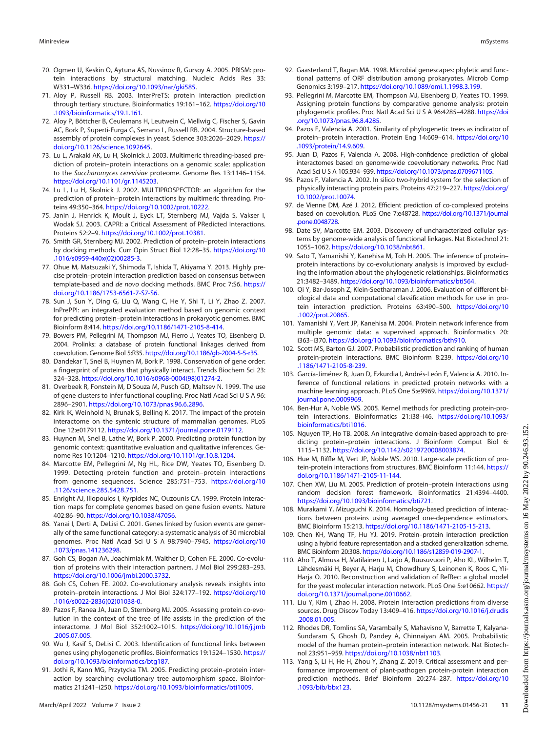70. Ogmen U, Keskin O, Aytuna AS, Nussinov R, Gursoy A. 2005. PRISM: protein interactions by structural matching. Nucleic Acids Res 33: W331–W336. https://doi.org/10.1093/nar/gki585.
71. Aloy P, Russell RB. 2003. InterPreTS: protein interaction prediction through tertiary structure. Bioinformatics 19:161–162. https://doi.org/10.1093/bioinformatics/19.1.161.
72. Aloy P, Böttcher B, Ceulemans H, Leutwein C, Mellwig C, Fischer S, Gavin AC, Bork P, Superti-Furga G, Serrano L, Russell RB. 2004. Structure-based assembly of protein complexes in yeast. Science 303:2026–2029. https://doi.org/10.1126/science.1092645.
73. Lu L, Arakaki AK, Lu H, Skolnick J. 2003. Multimeric threading-based prediction of protein–protein interactions on a genomic scale: application to the *Saccharomyces cerevisiae* proteome. Genome Res 13:1146–1154. https://doi.org/10.1101/gr.1145203.
74. Lu L, Lu H, Skolnick J. 2002. MULTIPROSPECTOR: an algorithm for the prediction of protein–protein interactions by multimeric threading. Proteins 49:350–364. https://doi.org/10.1002/prot.10222.
75. Janin J, Henrick K, Moult J, Eyck LT, Sternberg MJ, Vajda S, Vakser I, Wodak SJ. 2003. CAPRI: a Critical Assessment of PRedicted Interactions. Proteins 52:2–9. https://doi.org/10.1002/prot.10381.
76. Smith GR, Sternberg MJ. 2002. Prediction of protein–protein interactions by docking methods. Curr Opin Struct Biol 12:28–35. https://doi.org/10.1016/s0959-440x(02)00285-3.
77. Ohue M, Matsuzaki Y, Shimoda T, Ishida T, Akiyama Y. 2013. Highly precise protein–protein interaction prediction based on consensus between template-based and *de novo* docking methods. BMC Proc 7:S6. https://doi.org/10.1186/1753-6561-7-S7-S6.
78. Sun J, Sun Y, Ding G, Liu Q, Wang C, He Y, Shi T, Li Y, Zhao Z. 2007. InPrePPI: an integrated evaluation method based on genomic context for predicting protein–protein interactions in prokaryotic genomes. BMC Bioinform 8:414. https://doi.org/10.1186/1471-2105-8-414.
79. Bowers PM, Pellegrini M, Thompson MJ, Fierro J, Yeates TO, Eisenberg D. 2004. Prolinks: a database of protein functional linkages derived from coevolution. Genome Biol 5:R35. https://doi.org/10.1186/gb-2004-5-5-r35.
80. Dandekar T, Snel B, Huynen M, Bork P. 1998. Conservation of gene order: a fingerprint of proteins that physically interact. Trends Biochem Sci 23: 324–328. https://doi.org/10.1016/s0968-0004(98)01274-2.
81. Overbeek R, Fonstein M, D'Souza M, Pusch GD, Maltsev N. 1999. The use of gene clusters to infer functional coupling. Proc Natl Acad Sci U S A 96: 2896–2901. https://doi.org/10.1073/pnas.96.6.2896.
82. Kirk IK, Weinhold N, Brunak S, Belling K. 2017. The impact of the protein interactome on the syntenic structure of mammalian genomes. PLoS One 12:e0179112. https://doi.org/10.1371/journal.pone.0179112.
83. Huynen M, Snel B, Lathe W, Bork P. 2000. Predicting protein function by genomic context: quantitative evaluation and qualitative inferences. Genome Res 10:1204–1210. https://doi.org/10.1101/gr.10.8.1204.
84. Marcotte EM, Pellegrini M, Ng HL, Rice DW, Yeates TO, Eisenberg D. 1999. Detecting protein function and protein–protein interactions from genome sequences. Science 285:751–753. https://doi.org/10.1126/science.285.5428.751.
85. Enright AJ, Iliopoulos I, Kyrpides NC, Ouzounis CA. 1999. Protein interaction maps for complete genomes based on gene fusion events. Nature 402:86–90. https://doi.org/10.1038/47056.
86. Yanai I, Derti A, DeLisi C. 2001. Genes linked by fusion events are generally of the same functional category: a systematic analysis of 30 microbial genomes. Proc Natl Acad Sci U S A 98:7940–7945. https://doi.org/10.1073/pnas.141236298.
87. Goh CS, Bogan AA, Joachimiak M, Walther D, Cohen FE. 2000. Co-evolution of proteins with their interaction partners. J Mol Biol 299:283–293. https://doi.org/10.1006/jmbi.2000.3732.
88. Goh CS, Cohen FE. 2002. Co-evolutionary analysis reveals insights into protein–protein interactions. J Mol Biol 324:177–192. https://doi.org/10.1016/s0022-2836(02)01038-0.
89. Pazos F, Ranea JA, Juan D, Sternberg MJ. 2005. Assessing protein co-evolution in the context of the tree of life assists in the prediction of the interactome. J Mol Biol 352:1002–1015. https://doi.org/10.1016/j.jmb.2005.07.005.
90. Wu J, Kasif S, DeLisi C. 2003. Identification of functional links between genes using phylogenetic profiles. Bioinformatics 19:1524–1530. https://doi.org/10.1093/bioinformatics/btg187.
91. Jothi R, Kann MG, Przytycka TM. 2005. Predicting protein–protein interaction by searching evolutionary tree automorphism space. Bioinformatics 21:i241–i250. https://doi.org/10.1093/bioinformatics/bti1009.
92. Gaasterland T, Ragan MA. 1998. Microbial genescapes: phyletic and functional patterns of ORF distribution among prokaryotes. Microb Comp Genomics 3:199–217. https://doi.org/10.1089/omi.1.1998.3.199.
93. Pellegrini M, Marcotte EM, Thompson MJ, Eisenberg D, Yeates TO. 1999. Assigning protein functions by comparative genome analysis: protein phylogenetic profiles. Proc Natl Acad Sci U S A 96:4285–4288. https://doi.org/10.1073/pnas.96.8.4285.
94. Pazos F, Valencia A. 2001. Similarity of phylogenetic trees as indicator of protein–protein interaction. Protein Eng 14:609–614. https://doi.org/10.1093/protein/14.9.609.
95. Juan D, Pazos F, Valencia A. 2008. High-confidence prediction of global interactomes based on genome-wide coevolutionary networks. Proc Natl Acad Sci U S A 105:934–939. https://doi.org/10.1073/pnas.0709671105.
96. Pazos F, Valencia A. 2002. In silico two-hybrid system for the selection of physically interacting protein pairs. Proteins 47:219–227. https://doi.org/10.1002/prot.10074.
97. de Vienne DM, Azé J. 2012. Efficient prediction of co-complexed proteins based on coevolution. PLoS One 7:e48728. https://doi.org/10.1371/journal.pone.0048728.
98. Date SV, Marcotte EM. 2003. Discovery of uncharacterized cellular systems by genome-wide analysis of functional linkages. Nat Biotechnol 21: 1055–1062. https://doi.org/10.1038/nbt861.
99. Sato T, Yamanishi Y, Kanehisa M, Toh H. 2005. The inference of protein–protein interactions by co-evolutionary analysis is improved by excluding the information about the phylogenetic relationships. Bioinformatics 21:3482–3489. https://doi.org/10.1093/bioinformatics/bti564.
100. Qi Y, Bar-Joseph Z, Klein-Seetharaman J. 2006. Evaluation of different biological data and computational classification methods for use in protein interaction prediction. Proteins 63:490–500. https://doi.org/10.1002/prot.20865.
101. Yamanishi Y, Vert JP, Kanehisa M. 2004. Protein network inference from multiple genomic data: a supervised approach. Bioinformatics 20: i363–i370. https://doi.org/10.1093/bioinformatics/bth910.
102. Scott MS, Barton GJ. 2007. Probabilistic prediction and ranking of human protein-protein interactions. BMC Bioinform 8:239. https://doi.org/10.1186/1471-2105-8-239.
103. García-Jiménez B, Juan D, Ezkurdia I, Andrés-León E, Valencia A. 2010. Inference of functional relations in predicted protein networks with a machine learning approach. PLoS One 5:e9969. https://doi.org/10.1371/journal.pone.0009969.
104. Ben-Hur A, Noble WS. 2005. Kernel methods for predicting protein-protein interactions. Bioinformatics 21:i38–i46. https://doi.org/10.1093/bioinformatics/bti1016.
105. Nguyen TP, Ho TB. 2008. An integrative domain-based approach to predicting protein–protein interactions. J Bioinform Comput Biol 6: 1115–1132. https://doi.org/10.1142/s0219720008003874.
106. Hue M, Riffle M, Vert JP, Noble WS. 2010. Large-scale prediction of protein-protein interactions from structures. BMC Bioinform 11:144. https://doi.org/10.1186/1471-2105-11-144.
107. Chen XW, Liu M. 2005. Prediction of protein–protein interactions using random decision forest framework. Bioinformatics 21:4394–4400. https://doi.org/10.1093/bioinformatics/bti721.
108. Murakami Y, Mizuguchi K. 2014. Homology-based prediction of interactions between proteins using averaged one-dependence estimators. BMC Bioinform 15:213. https://doi.org/10.1186/1471-2105-15-213.
109. Chen KH, Wang TF, Hu YJ. 2019. Protein–protein interaction prediction using a hybrid feature representation and a stacked generalization scheme. BMC Bioinform 20:308. https://doi.org/10.1186/s12859-019-2907-1.
110. Aho T, Almusa H, Matilainen J, Larjo A, Ruusuvuori P, Aho KL, Wilhelm T, Lähdesmäki H, Beyer A, Harju M, Chowdhury S, Leinonen K, Roos C, Yli-Harja O. 2010. Reconstruction and validation of RefRec: a global model for the yeast molecular interaction network. PLoS One 5:e10662. https://doi.org/10.1371/journal.pone.0010662.
111. Liu Y, Kim I, Zhao H. 2008. Protein interaction predictions from diverse sources. Drug Discov Today 13:409–416. https://doi.org/10.1016/j.drudis.2008.01.005.
112. Rhodes DR, Tomlins SA, Varambally S, Mahavisno V, Barrette T, Kalyana-Sundaram S, Ghosh D, Pandey A, Chinnaiyan AM. 2005. Probabilistic model of the human protein-protein interaction network. Nat Biotechnol 23:951–959. https://doi.org/10.1038/nbt1103.
113. Yang S, Li H, He H, Zhou Y, Zhang Z. 2019. Critical assessment and performance improvement of plant-pathogen protein-protein interaction prediction methods. Brief Bioinform 20:274–287. https://doi.org/10.1093/bib/bbx123.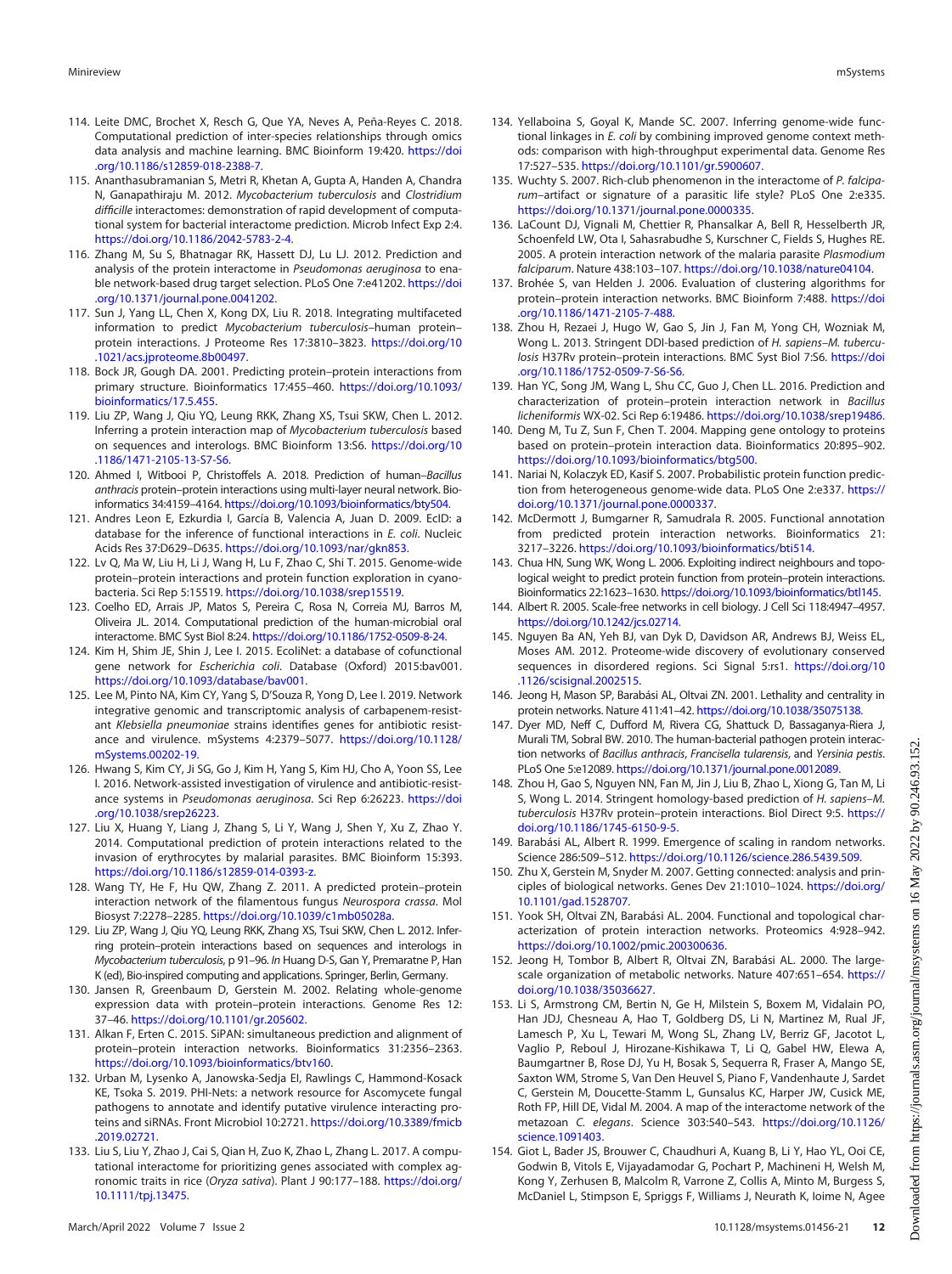114. Leite DMC, Brochet X, Resch G, Que YA, Neves A, Peña-Reyes C. 2018. Computational prediction of inter-species relationships through omics data analysis and machine learning. BMC Bioinform 19:420. https://doi.org/10.1186/s12859-018-2388-7.
115. Ananthasubramanian S, Metri R, Khetan A, Gupta A, Handen A, Chandra N, Ganapathiraju M. 2012. *Mycobacterium tuberculosis* and *Clostridium difficille* interactomes: demonstration of rapid development of computational system for bacterial interactome prediction. Microb Infect Exp 2:4. https://doi.org/10.1186/2042-5783-2-4.
116. Zhang M, Su S, Bhatnagar RK, Hassett DJ, Lu LJ. 2012. Prediction and analysis of the protein interactome in *Pseudomonas aeruginosa* to enable network-based drug target selection. PLoS One 7:e41202. https://doi.org/10.1371/journal.pone.0041202.
117. Sun J, Yang LL, Chen X, Kong DX, Liu R. 2018. Integrating multifaceted information to predict *Mycobacterium tuberculosis*–human protein–protein interactions. J Proteome Res 17:3810–3823. https://doi.org/10.1021/acs.jproteome.8b00497.
118. Bock JR, Gough DA. 2001. Predicting protein–protein interactions from primary structure. Bioinformatics 17:455–460. https://doi.org/10.1093/bioinformatics/17.5.455.
119. Liu ZP, Wang J, Qiu YQ, Leung RKK, Zhang XS, Tsui SKW, Chen L. 2012. Inferring a protein interaction map of *Mycobacterium tuberculosis* based on sequences and interologs. BMC Bioinform 13:S6. https://doi.org/10.1186/1471-2105-13-S7-S6.
120. Ahmed I, Witbooi P, Christoffels A. 2018. Prediction of human–*Bacillus anthracis* protein–protein interactions using multi-layer neural network. Bioinformatics 34:4159–4164. https://doi.org/10.1093/bioinformatics/bty504.
121. Andres Leon E, Ezkurdia I, García B, Valencia A, Juan D. 2009. EcID: a database for the inference of functional interactions in *E. coli*. Nucleic Acids Res 37:D629–D635. https://doi.org/10.1093/nar/gkn853.
122. Lv Q, Ma W, Liu H, Li J, Wang H, Lu F, Zhao C, Shi T. 2015. Genome-wide protein–protein interactions and protein function exploration in cyanobacteria. Sci Rep 5:15519. https://doi.org/10.1038/srep15519.
123. Coelho ED, Arrais JP, Matos S, Pereira C, Rosa N, Correia MJ, Barros M, Oliveira JL. 2014. Computational prediction of the human-microbial oral interactome. BMC Syst Biol 8:24. https://doi.org/10.1186/1752-0509-8-24.
124. Kim H, Shim JE, Shin J, Lee I. 2015. EcoliNet: a database of cofunctional gene network for *Escherichia coli*. Database (Oxford) 2015:bav001. https://doi.org/10.1093/database/bav001.
125. Lee M, Pinto NA, Kim CY, Yang S, D'Souza R, Yong D, Lee I. 2019. Network integrative genomic and transcriptomic analysis of carbapenem-resistant *Klebsiella pneumoniae* strains identifies genes for antibiotic resistance and virulence. mSystems 4:2379–5077. https://doi.org/10.1128/mSystems.00202-19.
126. Hwang S, Kim CY, Ji SG, Go J, Kim H, Yang S, Kim HJ, Cho A, Yoon SS, Lee I. 2016. Network-assisted investigation of virulence and antibiotic-resistance systems in *Pseudomonas aeruginosa*. Sci Rep 6:26223. https://doi.org/10.1038/srep26223.
127. Liu X, Huang Y, Liang J, Zhang S, Li Y, Wang J, Shen Y, Xu Z, Zhao Y. 2014. Computational prediction of protein interactions related to the invasion of erythrocytes by malarial parasites. BMC Bioinform 15:393. https://doi.org/10.1186/s12859-014-0393-z.
128. Wang TY, He F, Hu QW, Zhang Z. 2011. A predicted protein–protein interaction network of the filamentous fungus *Neurospora crassa*. Mol Biosyst 7:2278–2285. https://doi.org/10.1039/c1mb05028a.
129. Liu ZP, Wang J, Qiu YQ, Leung RKK, Zhang XS, Tsui SKW, Chen L. 2012. Inferring protein–protein interactions based on sequences and interologs in *Mycobacterium tuberculosis*, p 91–96. *In* Huang D-S, Gan Y, Premaratne P, Han K (ed), Bio-inspired computing and applications. Springer, Berlin, Germany.
130. Jansen R, Greenbaum D, Gerstein M. 2002. Relating whole-genome expression data with protein–protein interactions. Genome Res 12:37–46. https://doi.org/10.1101/gr.205602.
131. Alkan F, Erten C. 2015. SiPAN: simultaneous prediction and alignment of protein–protein interaction networks. Bioinformatics 31:2356–2363. https://doi.org/10.1093/bioinformatics/btv160.
132. Urban M, Lysenko A, Janowska-Sedja EI, Rawlings C, Hammond-Kosack KE, Tsoka S. 2019. PHI-Nets: a network resource for Ascomycete fungal pathogens to annotate and identify putative virulence interacting proteins and siRNAs. Front Microbiol 10:2721. https://doi.org/10.3389/fmicb.2019.02721.
133. Liu S, Liu Y, Zhao J, Cai S, Qian H, Zuo K, Zhao L, Zhang L. 2017. A computational interactome for prioritizing genes associated with complex agronomic traits in rice (*Oryza sativa*). Plant J 90:177–188. https://doi.org/10.1111/tpj.13475.
134. Yellaboina S, Goyal K, Mande SC. 2007. Inferring genome-wide functional linkages in *E. coli* by combining improved genome context methods: comparison with high-throughput experimental data. Genome Res 17:527–535. https://doi.org/10.1101/gr.5900607.
135. Wuchty S. 2007. Rich-club phenomenon in the interactome of *P. falciparum*–artifact or signature of a parasitic life style? PLoS One 2:e335. https://doi.org/10.1371/journal.pone.0000335.
136. LaCount DJ, Vignali M, Chettier R, Phansalkar A, Bell R, Hesselberth JR, Schoenfeld LW, Ota I, Sahasrabudhe S, Kurschner C, Fields S, Hughes RE. 2005. A protein interaction network of the malaria parasite *Plasmodium falciparum*. Nature 438:103–107. https://doi.org/10.1038/nature04104.
137. Brohée S, van Helden J. 2006. Evaluation of clustering algorithms for protein–protein interaction networks. BMC Bioinform 7:488. https://doi.org/10.1186/1471-2105-7-488.
138. Zhou H, Rezaei J, Hugo W, Gao S, Jin J, Fan M, Yong CH, Wozniak M, Wong L. 2013. Stringent DDI-based prediction of *H. sapiens*–*M. tuberculosis* H37Rv protein–protein interactions. BMC Syst Biol 7:S6. https://doi.org/10.1186/1752-0509-7-S6-S6.
139. Han YC, Song JM, Wang L, Shu CC, Guo J, Chen LL. 2016. Prediction and characterization of protein–protein interaction network in *Bacillus licheniformis* WX-02. Sci Rep 6:19486. https://doi.org/10.1038/srep19486.
140. Deng M, Tu Z, Sun F, Chen T. 2004. Mapping gene ontology to proteins based on protein–protein interaction data. Bioinformatics 20:895–902. https://doi.org/10.1093/bioinformatics/btg500.
141. Nariai N, Kolaczyk ED, Kasif S. 2007. Probabilistic protein function prediction from heterogeneous genome-wide data. PLoS One 2:e337. https://doi.org/10.1371/journal.pone.0000337.
142. McDermott J, Bumgarner R, Samudrala R. 2005. Functional annotation from predicted protein interaction networks. Bioinformatics 21:3217–3226. https://doi.org/10.1093/bioinformatics/bti514.
143. Chua HN, Sung WK, Wong L. 2006. Exploiting indirect neighbours and topological weight to predict protein function from protein–protein interactions. Bioinformatics 22:1623–1630. https://doi.org/10.1093/bioinformatics/btl145.
144. Albert R. 2005. Scale-free networks in cell biology. J Cell Sci 118:4947–4957. https://doi.org/10.1242/jcs.02714.
145. Nguyen Ba AN, Yeh BJ, van Dyk D, Davidson AR, Andrews BJ, Weiss EL, Moses AM. 2012. Proteome-wide discovery of evolutionary conserved sequences in disordered regions. Sci Signal 5:rs1. https://doi.org/10.1126/scisignal.2002515.
146. Jeong H, Mason SP, Barabási AL, Oltvai ZN. 2001. Lethality and centrality in protein networks. Nature 411:41–42. https://doi.org/10.1038/35075138.
147. Dyer MD, Neff C, Dufford M, Rivera CG, Shattuck D, Bassaganya-Riera J, Murali TM, Sobral BW. 2010. The human-bacterial pathogen protein interaction networks of *Bacillus anthracis*, *Francisella tularensis*, and *Yersinia pestis*. PLoS One 5:e12089. https://doi.org/10.1371/journal.pone.0012089.
148. Zhou H, Gao S, Nguyen NN, Fan M, Jin J, Liu B, Zhao L, Xiong G, Tan M, Li S, Wong L. 2014. Stringent homology-based prediction of *H. sapiens*–*M. tuberculosis* H37Rv protein–protein interactions. Biol Direct 9:5. https://doi.org/10.1186/1745-6150-9-5.
149. Barabási AL, Albert R. 1999. Emergence of scaling in random networks. Science 286:509–512. https://doi.org/10.1126/science.286.5439.509.
150. Zhu X, Gerstein M, Snyder M. 2007. Getting connected: analysis and principles of biological networks. Genes Dev 21:1010–1024. https://doi.org/10.1101/gad.1528707.
151. Yook SH, Oltvai ZN, Barabási AL. 2004. Functional and topological characterization of protein interaction networks. Proteomics 4:928–942. https://doi.org/10.1002/pmic.200300636.
152. Jeong H, Tombor B, Albert R, Oltvai ZN, Barabási AL. 2000. The large-scale organization of metabolic networks. Nature 407:651–654. https://doi.org/10.1038/35036627.
153. Li S, Armstrong CM, Bertin N, Ge H, Milstein S, Boxem M, Vidalain PO, Han JDJ, Chesneau A, Hao T, Goldberg DS, Li N, Martinez M, Rual JF, Lamesch P, Xu L, Tewari M, Wong SL, Zhang LV, Berriz GF, Jacotot L, Vaglio P, Reboul J, Hirozane-Kishikawa T, Li Q, Gabel HW, Elewa A, Baumgartner B, Rose DJ, Yu H, Bosak S, Sequerra R, Fraser A, Mango SE, Saxton WM, Strome S, Van Den Heuvel S, Piano F, Vandenhaute J, Sardet C, Gerstein M, Doucette-Stamm L, Gunsalus KC, Harper JW, Cusick ME, Roth FP, Hill DE, Vidal M. 2004. A map of the interactome network of the metazoan *C. elegans*. Science 303:540–543. https://doi.org/10.1126/science.1091403.
154. Giot L, Bader JS, Brouwer C, Chaudhuri A, Kuang B, Li Y, Hao YL, Ooi CE, Godwin B, Vitols E, Vijayadamodar G, Pochart P, Machineni H, Welsh M, Kong Y, Zerhusen B, Malcolm R, Varrone Z, Collis A, Minto M, Burgess S, McDaniel L, Stimpson E, Spriggs F, Williams J, Neurath K, Ioime N, Agee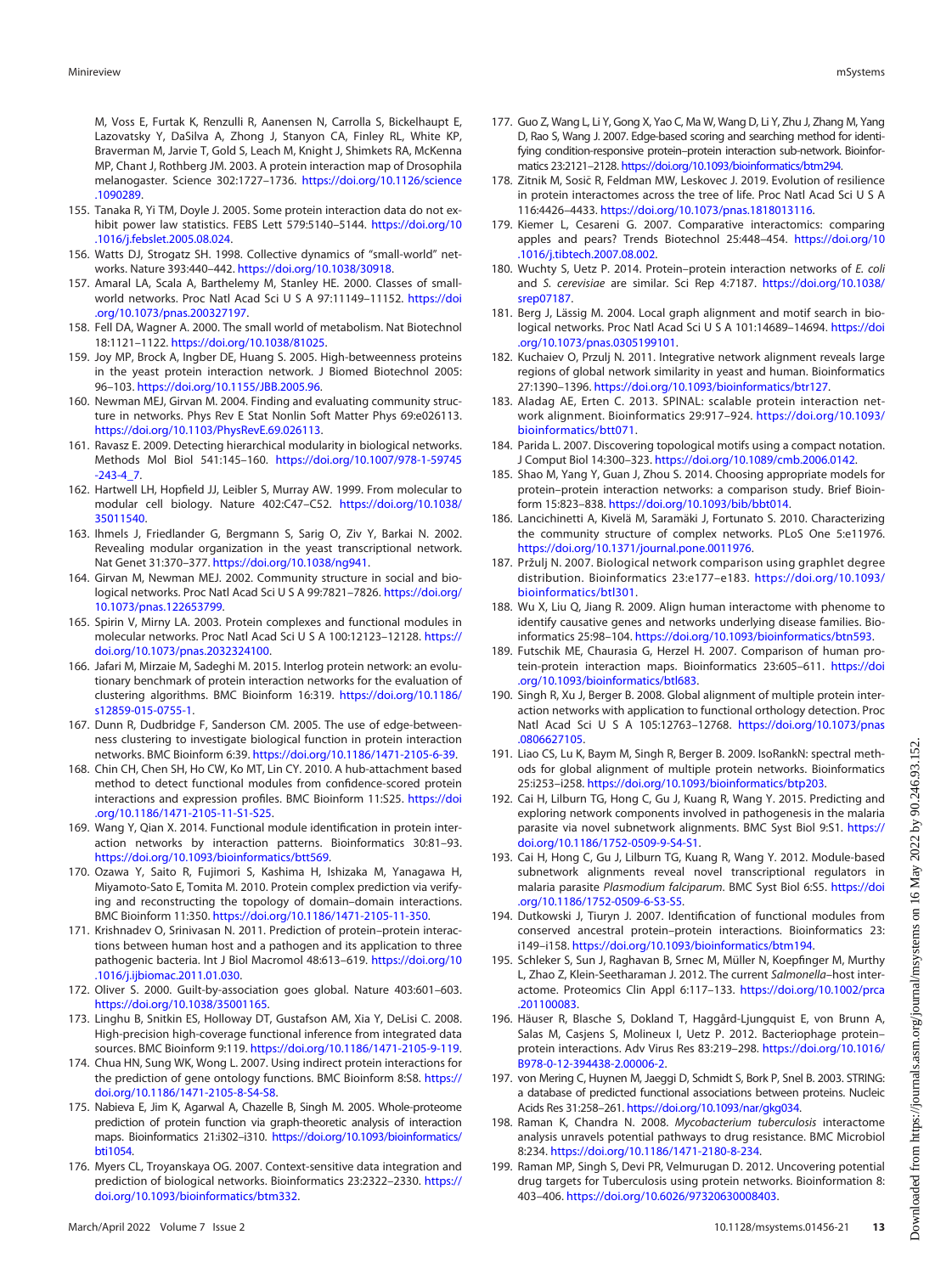M, Voss E, Furtak K, Renzulli R, Aanensen N, Carrolla S, Bickelhaupt E, Lazovatsky Y, DaSilva A, Zhong J, Stanyon CA, Finley RL, White KP, Braverman M, Jarvie T, Gold S, Leach M, Knight J, Shimkets RA, McKenna MP, Chant J, Rothberg JM. 2003. A protein interaction map of Drosophila melanogaster. Science 302:1727–1736. https://doi.org/10.1126/science.1090289.

155. Tanaka R, Yi TM, Doyle J. 2005. Some protein interaction data do not exhibit power law statistics. FEBS Lett 579:5140–5144. https://doi.org/10.1016/j.febslet.2005.08.024.
156. Watts DJ, Strogatz SH. 1998. Collective dynamics of "small-world" networks. Nature 393:440–442. https://doi.org/10.1038/30918.
157. Amaral LA, Scala A, Barthelemy M, Stanley HE. 2000. Classes of small-world networks. Proc Natl Acad Sci U S A 97:11149–11152. https://doi.org/10.1073/pnas.200327197.
158. Fell DA, Wagner A. 2000. The small world of metabolism. Nat Biotechnol 18:1121–1122. https://doi.org/10.1038/81025.
159. Joy MP, Brock A, Ingber DE, Huang S. 2005. High-betweenness proteins in the yeast protein interaction network. J Biomed Biotechnol 2005:96–103. https://doi.org/10.1155/JBB.2005.96.
160. Newman MEJ, Girvan M. 2004. Finding and evaluating community structure in networks. Phys Rev E Stat Nonlin Soft Matter Phys 69:e026113. https://doi.org/10.1103/PhysRevE.69.026113.
161. Ravasz E. 2009. Detecting hierarchical modularity in biological networks. Methods Mol Biol 541:145–160. https://doi.org/10.1007/978-1-59745-243-4_7.
162. Hartwell LH, Hopfield JJ, Leibler S, Murray AW. 1999. From molecular to modular cell biology. Nature 402:C47–C52. https://doi.org/10.1038/35011540.
163. Ihmels J, Friedlander G, Bergmann S, Sarig O, Ziv Y, Barkai N. 2002. Revealing modular organization in the yeast transcriptional network. Nat Genet 31:370–377. https://doi.org/10.1038/ng941.
164. Girvan M, Newman MEJ. 2002. Community structure in social and biological networks. Proc Natl Acad Sci U S A 99:7821–7826. https://doi.org/10.1073/pnas.122653799.
165. Spirin V, Mirny LA. 2003. Protein complexes and functional modules in molecular networks. Proc Natl Acad Sci U S A 100:12123–12128. https://doi.org/10.1073/pnas.2032324100.
166. Jafari M, Mirzaie M, Sadeghi M. 2015. Interlog protein network: an evolutionary benchmark of protein interaction networks for the evaluation of clustering algorithms. BMC Bioinform 16:319. https://doi.org/10.1186/s12859-015-0755-1.
167. Dunn R, Dudbridge F, Sanderson CM. 2005. The use of edge-betweenness clustering to investigate biological function in protein interaction networks. BMC Bioinform 6:39. https://doi.org/10.1186/1471-2105-6-39.
168. Chin CH, Chen SH, Ho CW, Ko MT, Lin CY. 2010. A hub-attachment based method to detect functional modules from confidence-scored protein interactions and expression profiles. BMC Bioinform 11:S25. https://doi.org/10.1186/1471-2105-11-S1-S25.
169. Wang Y, Qian X. 2014. Functional module identification in protein interaction networks by interaction patterns. Bioinformatics 30:81–93. https://doi.org/10.1093/bioinformatics/btt569.
170. Ozawa Y, Saito R, Fujimori S, Kashima H, Ishizaka M, Yanagawa H, Miyamoto-Sato E, Tomita M. 2010. Protein complex prediction via verifying and reconstructing the topology of domain–domain interactions. BMC Bioinform 11:350. https://doi.org/10.1186/1471-2105-11-350.
171. Krishnadev O, Srinivasan N. 2011. Prediction of protein–protein interactions between human host and a pathogen and its application to three pathogenic bacteria. Int J Biol Macromol 48:613–619. https://doi.org/10.1016/j.ijbiomac.2011.01.030.
172. Oliver S. 2000. Guilt-by-association goes global. Nature 403:601–603. https://doi.org/10.1038/35001165.
173. Linghu B, Snitkin ES, Holloway DT, Gustafson AM, Xia Y, DeLisi C. 2008. High-precision high-coverage functional inference from integrated data sources. BMC Bioinform 9:119. https://doi.org/10.1186/1471-2105-9-119.
174. Chua HN, Sung WK, Wong L. 2007. Using indirect protein interactions for the prediction of gene ontology functions. BMC Bioinform 8:S8. https://doi.org/10.1186/1471-2105-8-S4-S8.
175. Nabieva E, Jim K, Agarwal A, Chazelle B, Singh M. 2005. Whole-proteome prediction of protein function via graph-theoretic analysis of interaction maps. Bioinformatics 21:i302–i310. https://doi.org/10.1093/bioinformatics/bti1054.
176. Myers CL, Troyanskaya OG. 2007. Context-sensitive data integration and prediction of biological networks. Bioinformatics 23:2322–2330. https://doi.org/10.1093/bioinformatics/btm332.
177. Guo Z, Wang L, Li Y, Gong X, Yao C, Ma W, Wang D, Li Y, Zhu J, Zhang M, Yang D, Rao S, Wang J. 2007. Edge-based scoring and searching method for identifying condition-responsive protein–protein interaction sub-network. Bioinformatics 23:2121–2128. https://doi.org/10.1093/bioinformatics/btm294.
178. Zitnik M, Sosič R, Feldman MW, Leskovec J. 2019. Evolution of resilience in protein interactomes across the tree of life. Proc Natl Acad Sci U S A 116:4426–4433. https://doi.org/10.1073/pnas.1818013116.
179. Kiemer L, Cesareni G. 2007. Comparative interactomics: comparing apples and pears? Trends Biotechnol 25:448–454. https://doi.org/10.1016/j.tibtech.2007.08.002.
180. Wuchty S, Uetz P. 2014. Protein–protein interaction networks of *E. coli* and *S. cerevisiae* are similar. Sci Rep 4:7187. https://doi.org/10.1038/srep07187.
181. Berg J, Lässig M. 2004. Local graph alignment and motif search in biological networks. Proc Natl Acad Sci U S A 101:14689–14694. https://doi.org/10.1073/pnas.0305199101.
182. Kuchaiev O, Przulj N. 2011. Integrative network alignment reveals large regions of global network similarity in yeast and human. Bioinformatics 27:1390–1396. https://doi.org/10.1093/bioinformatics/btr127.
183. Aladag AE, Erten C. 2013. SPINAL: scalable protein interaction network alignment. Bioinformatics 29:917–924. https://doi.org/10.1093/bioinformatics/btt071.
184. Parida L. 2007. Discovering topological motifs using a compact notation. J Comput Biol 14:300–323. https://doi.org/10.1089/cmb.2006.0142.
185. Shao M, Yang Y, Guan J, Zhou S. 2014. Choosing appropriate models for protein–protein interaction networks: a comparison study. Brief Bioinform 15:823–838. https://doi.org/10.1093/bib/bbt014.
186. Lancichinetti A, Kivelä M, Saramäki J, Fortunato S. 2010. Characterizing the community structure of complex networks. PLoS One 5:e11976. https://doi.org/10.1371/journal.pone.0011976.
187. Pržulj N. 2007. Biological network comparison using graphlet degree distribution. Bioinformatics 23:e177–e183. https://doi.org/10.1093/bioinformatics/btl301.
188. Wu X, Liu Q, Jiang R. 2009. Align human interactome with phenome to identify causative genes and networks underlying disease families. Bioinformatics 25:98–104. https://doi.org/10.1093/bioinformatics/btn593.
189. Futschik ME, Chaurasia G, Herzel H. 2007. Comparison of human protein-protein interaction maps. Bioinformatics 23:605–611. https://doi.org/10.1093/bioinformatics/btl683.
190. Singh R, Xu J, Berger B. 2008. Global alignment of multiple protein interaction networks with application to functional orthology detection. Proc Natl Acad Sci U S A 105:12763–12768. https://doi.org/10.1073/pnas.0806627105.
191. Liao CS, Lu K, Baym M, Singh R, Berger B. 2009. IsoRankN: spectral methods for global alignment of multiple protein networks. Bioinformatics 25:i253–i258. https://doi.org/10.1093/bioinformatics/btp203.
192. Cai H, Lilburn TG, Hong C, Gu J, Kuang R, Wang Y. 2015. Predicting and exploring network components involved in pathogenesis in the malaria parasite via novel subnetwork alignments. BMC Syst Biol 9:S1. https://doi.org/10.1186/1752-0509-9-S4-S1.
193. Cai H, Hong C, Gu J, Lilburn TG, Kuang R, Wang Y. 2012. Module-based subnetwork alignments reveal novel transcriptional regulators in malaria parasite *Plasmodium falciparum*. BMC Syst Biol 6:S5. https://doi.org/10.1186/1752-0509-6-S3-S5.
194. Dutkowski J, Tiuryn J. 2007. Identification of functional modules from conserved ancestral protein–protein interactions. Bioinformatics 23:i149–i158. https://doi.org/10.1093/bioinformatics/btm194.
195. Schleker S, Sun J, Raghavan B, Srnec M, Müller N, Koepfinger M, Murthy L, Zhao Z, Klein-Seetharaman J. 2012. The current *Salmonella*–host interactome. Proteomics Clin Appl 6:117–133. https://doi.org/10.1002/prca.201100083.
196. Häuser R, Blasche S, Dokland T, Haggård-Ljungquist E, von Brunn A, Salas M, Casjens S, Molineux I, Uetz P. 2012. Bacteriophage protein–protein interactions. Adv Virus Res 83:219–298. https://doi.org/10.1016/B978-0-12-394438-2.00006-2.
197. von Mering C, Huynen M, Jaeggi D, Schmidt S, Bork P, Snel B. 2003. STRING: a database of predicted functional associations between proteins. Nucleic Acids Res 31:258–261. https://doi.org/10.1093/nar/gkg034.
198. Raman K, Chandra N. 2008. *Mycobacterium tuberculosis* interactome analysis unravels potential pathways to drug resistance. BMC Microbiol 8:234. https://doi.org/10.1186/1471-2180-8-234.
199. Raman MP, Singh S, Devi PR, Velmurugan D. 2012. Uncovering potential drug targets for Tuberculosis using protein networks. Bioinformation 8:403–406. https://doi.org/10.6026/97320630008403.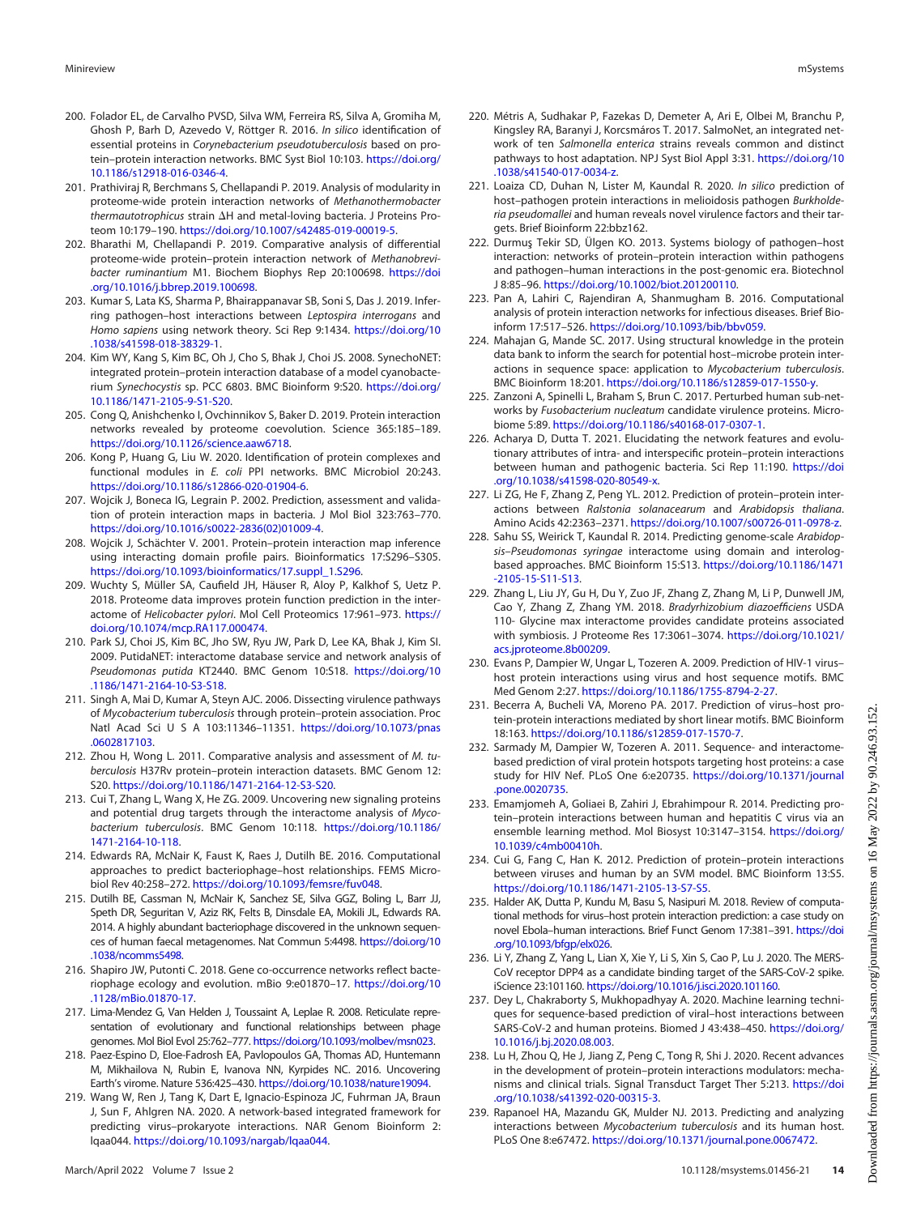200. Folador EL, de Carvalho PVSD, Silva WM, Ferreira RS, Silva A, Gromiha M, Ghosh P, Barh D, Azevedo V, Röttger R. 2016. *In silico* identification of essential proteins in *Corynebacterium pseudotuberculosis* based on protein–protein interaction networks. BMC Syst Biol 10:103. https://doi.org/10.1186/s12918-016-0346-4.
201. Prathiviraj R, Berchmans S, Chellapandi P. 2019. Analysis of modularity in proteome-wide protein interaction networks of *Methanothermobacter thermautotrophicus* strain ΔH and metal-loving bacteria. J Proteins Proteom 10:179–190. https://doi.org/10.1007/s42485-019-00019-5.
202. Bharathi M, Chellapandi P. 2019. Comparative analysis of differential proteome-wide protein–protein interaction network of *Methanobrevibacter ruminantium* M1. Biochem Biophys Rep 20:100698. https://doi.org/10.1016/j.bbrep.2019.100698.
203. Kumar S, Lata KS, Sharma P, Bhairappanavar SB, Soni S, Das J. 2019. Inferring pathogen–host interactions between *Leptospira interrogans* and *Homo sapiens* using network theory. Sci Rep 9:1434. https://doi.org/10.1038/s41598-018-38329-1.
204. Kim WY, Kang S, Kim BC, Oh J, Cho S, Bhak J, Choi JS. 2008. SynechoNET: integrated protein–protein interaction database of a model cyanobacterium *Synechocystis* sp. PCC 6803. BMC Bioinform 9:S20. https://doi.org/10.1186/1471-2105-9-S1-S20.
205. Cong Q, Anishchenko I, Ovchinnikov S, Baker D. 2019. Protein interaction networks revealed by proteome coevolution. Science 365:185–189. https://doi.org/10.1126/science.aaw6718.
206. Kong P, Huang G, Liu W. 2020. Identification of protein complexes and functional modules in *E. coli* PPI networks. BMC Microbiol 20:243. https://doi.org/10.1186/s12866-020-01904-6.
207. Wojcik J, Boneca IG, Legrain P. 2002. Prediction, assessment and validation of protein interaction maps in bacteria. J Mol Biol 323:763–770. https://doi.org/10.1016/s0022-2836(02)01009-4.
208. Wojcik J, Schächter V. 2001. Protein–protein interaction map inference using interacting domain profile pairs. Bioinformatics 17:S296–S305. https://doi.org/10.1093/bioinformatics/17.suppl_1.S296.
209. Wuchty S, Müller SA, Caufield JH, Häuser R, Aloy P, Kalkhof S, Uetz P. 2018. Proteome data improves protein function prediction in the interactome of *Helicobacter pylori*. Mol Cell Proteomics 17:961–973. https://doi.org/10.1074/mcp.RA117.000474.
210. Park SJ, Choi JS, Kim BC, Jho SW, Ryu JW, Park D, Lee KA, Bhak J, Kim SI. 2009. PutidaNET: interactome database service and network analysis of *Pseudomonas putida* KT2440. BMC Genom 10:S18. https://doi.org/10.1186/1471-2164-10-S3-S18.
211. Singh A, Mai D, Kumar A, Steyn AJC. 2006. Dissecting virulence pathways of *Mycobacterium tuberculosis* through protein–protein association. Proc Natl Acad Sci U S A 103:11346–11351. https://doi.org/10.1073/pnas.0602817103.
212. Zhou H, Wong L. 2011. Comparative analysis and assessment of *M. tuberculosis* H37Rv protein–protein interaction datasets. BMC Genom 12:S20. https://doi.org/10.1186/1471-2164-12-S3-S20.
213. Cui T, Zhang L, Wang X, He ZG. 2009. Uncovering new signaling proteins and potential drug targets through the interactome analysis of *Mycobacterium tuberculosis*. BMC Genom 10:118. https://doi.org/10.1186/1471-2164-10-118.
214. Edwards RA, McNair K, Faust K, Raes J, Dutilh BE. 2016. Computational approaches to predict bacteriophage–host relationships. FEMS Microbiol Rev 40:258–272. https://doi.org/10.1093/femsre/fuv048.
215. Dutilh BE, Cassman N, McNair K, Sanchez SE, Silva GGZ, Boling L, Barr JJ, Speth DR, Seguritan V, Aziz RK, Felts B, Dinsdale EA, Mokili JL, Edwards RA. 2014. A highly abundant bacteriophage discovered in the unknown sequences of human faecal metagenomes. Nat Commun 5:4498. https://doi.org/10.1038/ncomms5498.
216. Shapiro JW, Putonti C. 2018. Gene co-occurrence networks reflect bacteriophage ecology and evolution. mBio 9:e01870–17. https://doi.org/10.1128/mBio.01870-17.
217. Lima-Mendez G, Van Helden J, Toussaint A, Leplae R. 2008. Reticulate representation of evolutionary and functional relationships between phage genomes. Mol Biol Evol 25:762–777. https://doi.org/10.1093/molbev/msn023.
218. Paez-Espino D, Eloe-Fadrosh EA, Pavlopoulos GA, Thomas AD, Huntemann M, Mikhailova N, Rubin E, Ivanova NN, Kyrpides NC. 2016. Uncovering Earth's virome. Nature 536:425–430. https://doi.org/10.1038/nature19094.
219. Wang W, Ren J, Tang K, Dart E, Ignacio-Espinoza JC, Fuhrman JA, Braun J, Sun F, Ahlgren NA. 2020. A network-based integrated framework for predicting virus–prokaryote interactions. NAR Genom Bioinform 2:lqaa044. https://doi.org/10.1093/nargab/lqaa044.
220. Métris A, Sudhakar P, Fazekas D, Demeter A, Ari E, Olbei M, Branchu P, Kingsley RA, Baranyi J, Korcsmáros T. 2017. SalmoNet, an integrated network of ten *Salmonella enterica* strains reveals common and distinct pathways to host adaptation. NPJ Syst Biol Appl 3:31. https://doi.org/10.1038/s41540-017-0034-z.
221. Loaiza CD, Duhan N, Lister M, Kaundal R. 2020. *In silico* prediction of host–pathogen protein interactions in melioidosis pathogen *Burkholderia pseudomallei* and human reveals novel virulence factors and their targets. Brief Bioinform 22:bbz162.
222. Durmuş Tekir SD, Ülgen KO. 2013. Systems biology of pathogen–host interaction: networks of protein–protein interaction within pathogens and pathogen–human interactions in the post-genomic era. Biotechnol J 8:85–96. https://doi.org/10.1002/biot.201200110.
223. Pan A, Lahiri C, Rajendiran A, Shanmugham B. 2016. Computational analysis of protein interaction networks for infectious diseases. Brief Bioinform 17:517–526. https://doi.org/10.1093/bib/bbv059.
224. Mahajan G, Mande SC. 2017. Using structural knowledge in the protein data bank to inform the search for potential host–microbe protein interactions in sequence space: application to *Mycobacterium tuberculosis*. BMC Bioinform 18:201. https://doi.org/10.1186/s12859-017-1550-y.
225. Zanzoni A, Spinelli L, Braham S, Brun C. 2017. Perturbed human sub-networks by *Fusobacterium nucleatum* candidate virulence proteins. Microbiome 5:89. https://doi.org/10.1186/s40168-017-0307-1.
226. Acharya D, Dutta T. 2021. Elucidating the network features and evolutionary attributes of intra- and interspecific protein–protein interactions between human and pathogenic bacteria. Sci Rep 11:190. https://doi.org/10.1038/s41598-020-80549-x.
227. Li ZG, He F, Zhang Z, Peng YL. 2012. Prediction of protein–protein interactions between *Ralstonia solanacearum* and *Arabidopsis thaliana*. Amino Acids 42:2363–2371. https://doi.org/10.1007/s00726-011-0978-z.
228. Sahu SS, Weirick T, Kaundal R. 2014. Predicting genome-scale *Arabidopsis–Pseudomonas syringae* interactome using domain and interolog-based approaches. BMC Bioinform 15:S13. https://doi.org/10.1186/1471-2105-15-S11-S13.
229. Zhang L, Liu JY, Gu H, Du Y, Zuo JF, Zhang Z, Zhang M, Li P, Dunwell JM, Cao Y, Zhang Z, Zhang YM. 2018. *Bradyrhizobium diazoefficiens* USDA 110- Glycine max interactome provides candidate proteins associated with symbiosis. J Proteome Res 17:3061–3074. https://doi.org/10.1021/acs.jproteome.8b00209.
230. Evans P, Dampier W, Ungar L, Tozeren A. 2009. Prediction of HIV-1 virus–host protein interactions using virus and host sequence motifs. BMC Med Genom 2:27. https://doi.org/10.1186/1755-8794-2-27.
231. Becerra A, Bucheli VA, Moreno PA. 2017. Prediction of virus–host protein-protein interactions mediated by short linear motifs. BMC Bioinform 18:163. https://doi.org/10.1186/s12859-017-1570-7.
232. Sarmady M, Dampier W, Tozeren A. 2011. Sequence- and interactome-based prediction of viral protein hotspots targeting host proteins: a case study for HIV Nef. PLoS One 6:e20735. https://doi.org/10.1371/journal.pone.0020735.
233. Emamjomeh A, Goliaei B, Zahiri J, Ebrahimpour R. 2014. Predicting protein–protein interactions between human and hepatitis C virus via an ensemble learning method. Mol Biosyst 10:3147–3154. https://doi.org/10.1039/c4mb00410h.
234. Cui G, Fang C, Han K. 2012. Prediction of protein–protein interactions between viruses and human by an SVM model. BMC Bioinform 13:S5. https://doi.org/10.1186/1471-2105-13-S7-S5.
235. Halder AK, Dutta P, Kundu M, Basu S, Nasipuri M. 2018. Review of computational methods for virus–host protein interaction prediction: a case study on novel Ebola–human interactions. Brief Funct Genom 17:381–391. https://doi.org/10.1093/bfgp/elx026.
236. Li Y, Zhang Z, Yang L, Lian X, Xie Y, Li S, Xin S, Cao P, Lu J. 2020. The MERS-CoV receptor DPP4 as a candidate binding target of the SARS-CoV-2 spike. iScience 23:101160. https://doi.org/10.1016/j.isci.2020.101160.
237. Dey L, Chakraborty S, Mukhopadhyay A. 2020. Machine learning techniques for sequence-based prediction of viral–host interactions between SARS-CoV-2 and human proteins. Biomed J 43:438–450. https://doi.org/10.1016/j.bj.2020.08.003.
238. Lu H, Zhou Q, He J, Jiang Z, Peng C, Tong R, Shi J. 2020. Recent advances in the development of protein–protein interactions modulators: mechanisms and clinical trials. Signal Transduct Target Ther 5:213. https://doi.org/10.1038/s41392-020-00315-3.
239. Rapanoel HA, Mazandu GK, Mulder NJ. 2013. Predicting and analyzing interactions between *Mycobacterium tuberculosis* and its human host. PLoS One 8:e67472. https://doi.org/10.1371/journal.pone.0067472.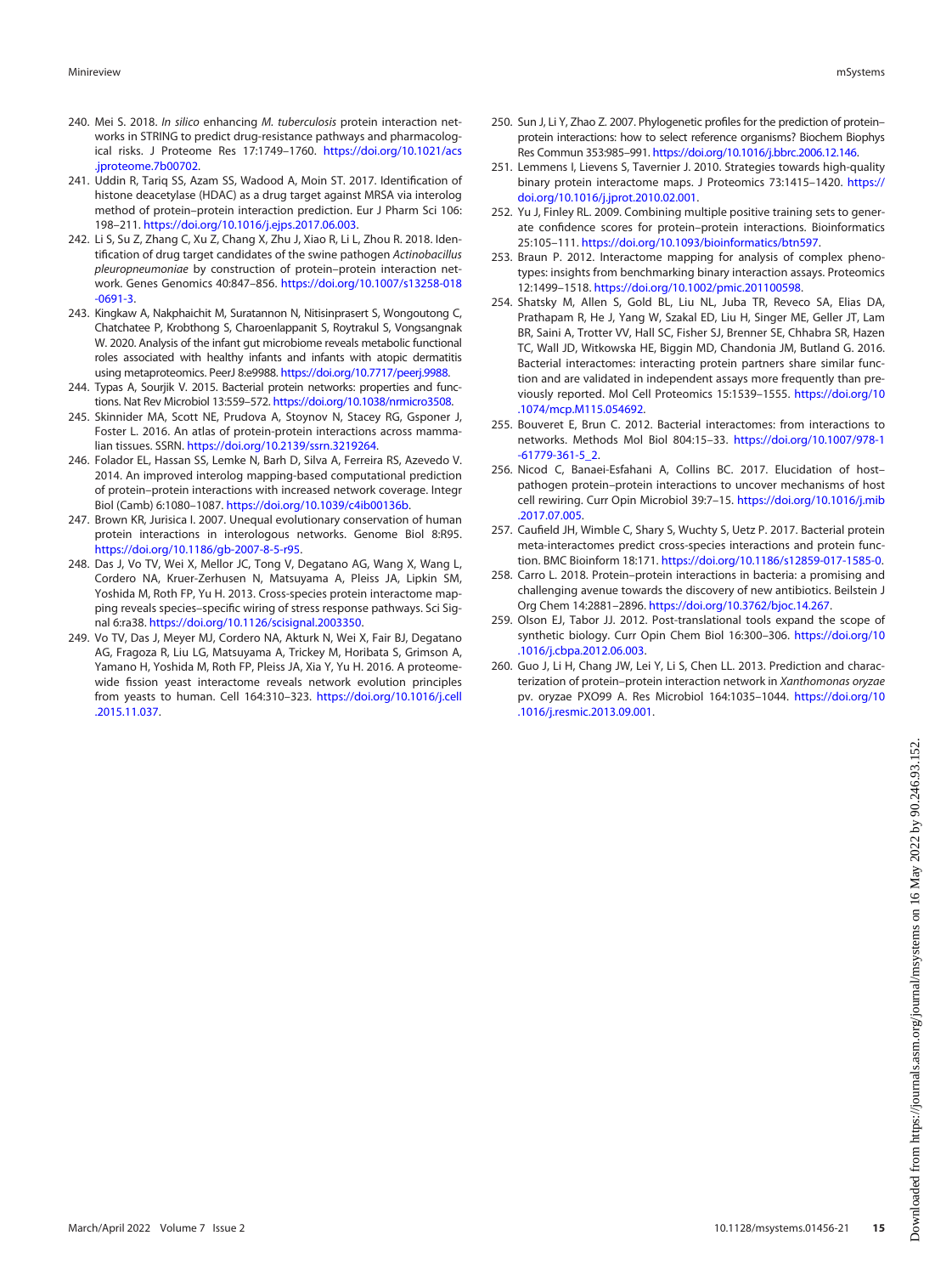240. Mei S. 2018. *In silico* enhancing *M. tuberculosis* protein interaction networks in STRING to predict drug-resistance pathways and pharmacological risks. J Proteome Res 17:1749–1760. https://doi.org/10.1021/acs.jproteome.7b00702.
241. Uddin R, Tariq SS, Azam SS, Wadood A, Moin ST. 2017. Identification of histone deacetylase (HDAC) as a drug target against MRSA via interolog method of protein–protein interaction prediction. Eur J Pharm Sci 106:198–211. https://doi.org/10.1016/j.ejps.2017.06.003.
242. Li S, Su Z, Zhang C, Xu Z, Chang X, Zhu J, Xiao R, Li L, Zhou R. 2018. Identification of drug target candidates of the swine pathogen *Actinobacillus pleuropneumoniae* by construction of protein–protein interaction network. Genes Genomics 40:847–856. https://doi.org/10.1007/s13258-018-0691-3.
243. Kingkaw A, Nakphaichit M, Suratannon N, Nitisinprasert S, Wongoutong C, Chatchatee P, Krobthong S, Charoenlappanit S, Roytrakul S, Vongsangnak W. 2020. Analysis of the infant gut microbiome reveals metabolic functional roles associated with healthy infants and infants with atopic dermatitis using metaproteomics. PeerJ 8:e9988. https://doi.org/10.7717/peerj.9988.
244. Typas A, Sourjik V. 2015. Bacterial protein networks: properties and functions. Nat Rev Microbiol 13:559–572. https://doi.org/10.1038/nrmicro3508.
245. Skinnider MA, Scott NE, Prudova A, Stoynov N, Stacey RG, Gsponer J, Foster L. 2016. An atlas of protein-protein interactions across mammalian tissues. SSRN. https://doi.org/10.2139/ssrn.3219264.
246. Folador EL, Hassan SS, Lemke N, Barh D, Silva A, Ferreira RS, Azevedo V. 2014. An improved interolog mapping-based computational prediction of protein–protein interactions with increased network coverage. Integr Biol (Camb) 6:1080–1087. https://doi.org/10.1039/c4ib00136b.
247. Brown KR, Jurisica I. 2007. Unequal evolutionary conservation of human protein interactions in interologous networks. Genome Biol 8:R95. https://doi.org/10.1186/gb-2007-8-5-r95.
248. Das J, Vo TV, Wei X, Mellor JC, Tong V, Degatano AG, Wang X, Wang L, Cordero NA, Kruer-Zerhusen N, Matsuyama A, Pleiss JA, Lipkin SM, Yoshida M, Roth FP, Yu H. 2013. Cross-species protein interactome mapping reveals species–specific wiring of stress response pathways. Sci Signal 6:ra38. https://doi.org/10.1126/scisignal.2003350.
249. Vo TV, Das J, Meyer MJ, Cordero NA, Akturk N, Wei X, Fair BJ, Degatano AG, Fragoza R, Liu LG, Matsuyama A, Trickey M, Horibata S, Grimson A, Yamano H, Yoshida M, Roth FP, Pleiss JA, Xia Y, Yu H. 2016. A proteome-wide fission yeast interactome reveals network evolution principles from yeasts to human. Cell 164:310–323. https://doi.org/10.1016/j.cell.2015.11.037.
250. Sun J, Li Y, Zhao Z. 2007. Phylogenetic profiles for the prediction of protein–protein interactions: how to select reference organisms? Biochem Biophys Res Commun 353:985–991. https://doi.org/10.1016/j.bbrc.2006.12.146.
251. Lemmens I, Lievens S, Tavernier J. 2010. Strategies towards high-quality binary protein interactome maps. J Proteomics 73:1415–1420. https://doi.org/10.1016/j.jprot.2010.02.001.
252. Yu J, Finley RL. 2009. Combining multiple positive training sets to generate confidence scores for protein–protein interactions. Bioinformatics 25:105–111. https://doi.org/10.1093/bioinformatics/btn597.
253. Braun P. 2012. Interactome mapping for analysis of complex phenotypes: insights from benchmarking binary interaction assays. Proteomics 12:1499–1518. https://doi.org/10.1002/pmic.201100598.
254. Shatsky M, Allen S, Gold BL, Liu NL, Juba TR, Reveco SA, Elias DA, Prathapam R, He J, Yang W, Szakal ED, Liu H, Singer ME, Geller JT, Lam BR, Saini A, Trotter VV, Hall SC, Fisher SJ, Brenner SE, Chhabra SR, Hazen TC, Wall JD, Witkowska HE, Biggin MD, Chandonia JM, Butland G. 2016. Bacterial interactomes: interacting protein partners share similar function and are validated in independent assays more frequently than previously reported. Mol Cell Proteomics 15:1539–1555. https://doi.org/10.1074/mcp.M115.054692.
255. Bouveret E, Brun C. 2012. Bacterial interactomes: from interactions to networks. Methods Mol Biol 804:15–33. https://doi.org/10.1007/978-1-61779-361-5_2.
256. Nicod C, Banaei-Esfahani A, Collins BC. 2017. Elucidation of host–pathogen protein–protein interactions to uncover mechanisms of host cell rewiring. Curr Opin Microbiol 39:7–15. https://doi.org/10.1016/j.mib.2017.07.005.
257. Caufield JH, Wimble C, Shary S, Wuchty S, Uetz P. 2017. Bacterial protein meta-interactomes predict cross-species interactions and protein function. BMC Bioinform 18:171. https://doi.org/10.1186/s12859-017-1585-0.
258. Carro L. 2018. Protein–protein interactions in bacteria: a promising and challenging avenue towards the discovery of new antibiotics. Beilstein J Org Chem 14:2881–2896. https://doi.org/10.3762/bjoc.14.267.
259. Olson EJ, Tabor JJ. 2012. Post-translational tools expand the scope of synthetic biology. Curr Opin Chem Biol 16:300–306. https://doi.org/10.1016/j.cbpa.2012.06.003.
260. Guo J, Li H, Chang JW, Lei Y, Li S, Chen LL. 2013. Prediction and characterization of protein–protein interaction network in *Xanthomonas oryzae* pv. oryzae PXO99 A. Res Microbiol 164:1035–1044. https://doi.org/10.1016/j.resmic.2013.09.001.